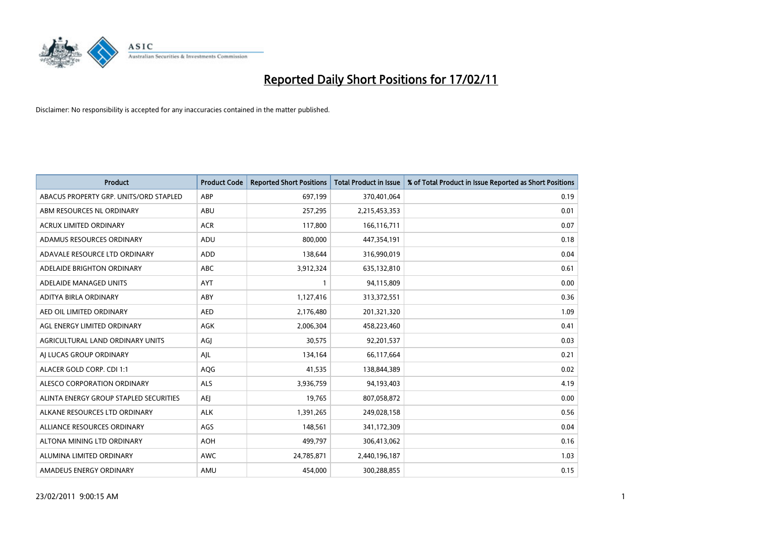# Reported Daily Short Positions for 17/02/11

Disclaimer: No responsibility is accepted for any inaccuracies contained in the matter published.

| Product | Product Code | Reported Short Positions | Total Product in Issue | % of Total Product in Issue Reported as Short Positions |
|---|---|---|---|---|
| ABACUS PROPERTY GRP. UNITS/ORD STAPLED | ABP | 697,199 | 370,401,064 | 0.19 |
| ABM RESOURCES NL ORDINARY | ABU | 257,295 | 2,215,453,353 | 0.01 |
| ACRUX LIMITED ORDINARY | ACR | 117,800 | 166,116,711 | 0.07 |
| ADAMUS RESOURCES ORDINARY | ADU | 800,000 | 447,354,191 | 0.18 |
| ADAVALE RESOURCE LTD ORDINARY | ADD | 138,644 | 316,990,019 | 0.04 |
| ADELAIDE BRIGHTON ORDINARY | ABC | 3,912,324 | 635,132,810 | 0.61 |
| ADELAIDE MANAGED UNITS | AYT | 1 | 94,115,809 | 0.00 |
| ADITYA BIRLA ORDINARY | ABY | 1,127,416 | 313,372,551 | 0.36 |
| AED OIL LIMITED ORDINARY | AED | 2,176,480 | 201,321,320 | 1.09 |
| AGL ENERGY LIMITED ORDINARY | AGK | 2,006,304 | 458,223,460 | 0.41 |
| AGRICULTURAL LAND ORDINARY UNITS | AGJ | 30,575 | 92,201,537 | 0.03 |
| AJ LUCAS GROUP ORDINARY | AJL | 134,164 | 66,117,664 | 0.21 |
| ALACER GOLD CORP. CDI 1:1 | AQG | 41,535 | 138,844,389 | 0.02 |
| ALESCO CORPORATION ORDINARY | ALS | 3,936,759 | 94,193,403 | 4.19 |
| ALINTA ENERGY GROUP STAPLED SECURITIES | AEJ | 19,765 | 807,058,872 | 0.00 |
| ALKANE RESOURCES LTD ORDINARY | ALK | 1,391,265 | 249,028,158 | 0.56 |
| ALLIANCE RESOURCES ORDINARY | AGS | 148,561 | 341,172,309 | 0.04 |
| ALTONA MINING LTD ORDINARY | AOH | 499,797 | 306,413,062 | 0.16 |
| ALUMINA LIMITED ORDINARY | AWC | 24,785,871 | 2,440,196,187 | 1.03 |
| AMADEUS ENERGY ORDINARY | AMU | 454,000 | 300,288,855 | 0.15 |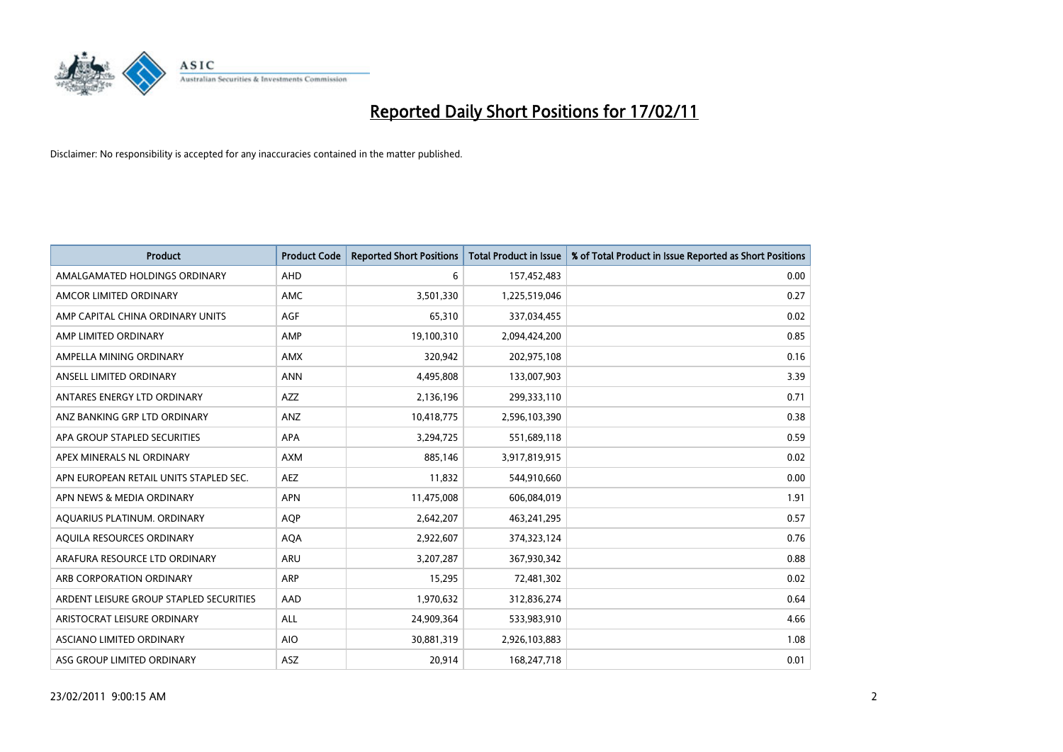# Reported Daily Short Positions for 17/02/11

Disclaimer: No responsibility is accepted for any inaccuracies contained in the matter published.

| Product | Product Code | Reported Short Positions | Total Product in Issue | % of Total Product in Issue Reported as Short Positions |
|---|---|---|---|---|
| AMALGAMATED HOLDINGS ORDINARY | AHD | 6 | 157,452,483 | 0.00 |
| AMCOR LIMITED ORDINARY | AMC | 3,501,330 | 1,225,519,046 | 0.27 |
| AMP CAPITAL CHINA ORDINARY UNITS | AGF | 65,310 | 337,034,455 | 0.02 |
| AMP LIMITED ORDINARY | AMP | 19,100,310 | 2,094,424,200 | 0.85 |
| AMPELLA MINING ORDINARY | AMX | 320,942 | 202,975,108 | 0.16 |
| ANSELL LIMITED ORDINARY | ANN | 4,495,808 | 133,007,903 | 3.39 |
| ANTARES ENERGY LTD ORDINARY | AZZ | 2,136,196 | 299,333,110 | 0.71 |
| ANZ BANKING GRP LTD ORDINARY | ANZ | 10,418,775 | 2,596,103,390 | 0.38 |
| APA GROUP STAPLED SECURITIES | APA | 3,294,725 | 551,689,118 | 0.59 |
| APEX MINERALS NL ORDINARY | AXM | 885,146 | 3,917,819,915 | 0.02 |
| APN EUROPEAN RETAIL UNITS STAPLED SEC. | AEZ | 11,832 | 544,910,660 | 0.00 |
| APN NEWS & MEDIA ORDINARY | APN | 11,475,008 | 606,084,019 | 1.91 |
| AQUARIUS PLATINUM. ORDINARY | AQP | 2,642,207 | 463,241,295 | 0.57 |
| AQUILA RESOURCES ORDINARY | AQA | 2,922,607 | 374,323,124 | 0.76 |
| ARAFURA RESOURCE LTD ORDINARY | ARU | 3,207,287 | 367,930,342 | 0.88 |
| ARB CORPORATION ORDINARY | ARP | 15,295 | 72,481,302 | 0.02 |
| ARDENT LEISURE GROUP STAPLED SECURITIES | AAD | 1,970,632 | 312,836,274 | 0.64 |
| ARISTOCRAT LEISURE ORDINARY | ALL | 24,909,364 | 533,983,910 | 4.66 |
| ASCIANO LIMITED ORDINARY | AIO | 30,881,319 | 2,926,103,883 | 1.08 |
| ASG GROUP LIMITED ORDINARY | ASZ | 20,914 | 168,247,718 | 0.01 |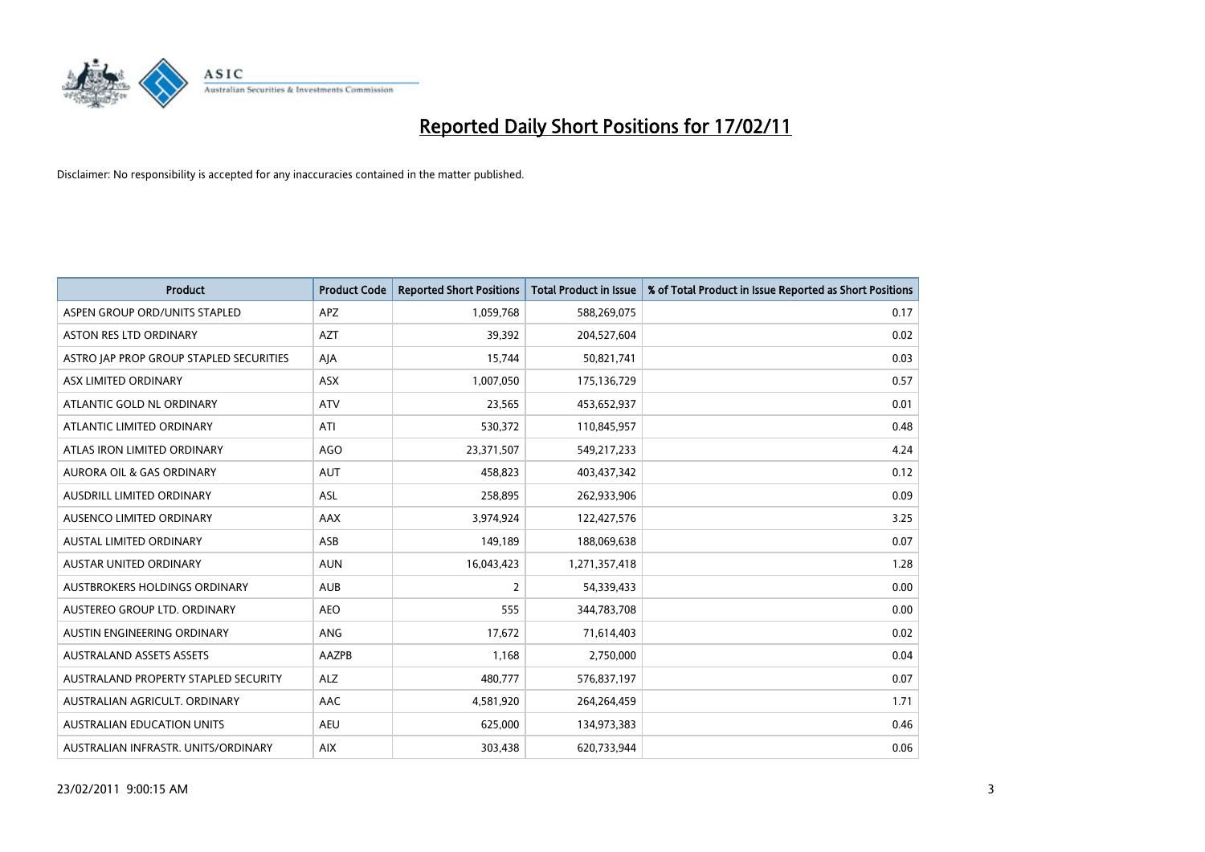# Reported Daily Short Positions for 17/02/11

Disclaimer: No responsibility is accepted for any inaccuracies contained in the matter published.

| Product | Product Code | Reported Short Positions | Total Product in Issue | % of Total Product in Issue Reported as Short Positions |
|---|---|---|---|---|
| ASPEN GROUP ORD/UNITS STAPLED | APZ | 1,059,768 | 588,269,075 | 0.17 |
| ASTON RES LTD ORDINARY | AZT | 39,392 | 204,527,604 | 0.02 |
| ASTRO JAP PROP GROUP STAPLED SECURITIES | AJA | 15,744 | 50,821,741 | 0.03 |
| ASX LIMITED ORDINARY | ASX | 1,007,050 | 175,136,729 | 0.57 |
| ATLANTIC GOLD NL ORDINARY | ATV | 23,565 | 453,652,937 | 0.01 |
| ATLANTIC LIMITED ORDINARY | ATI | 530,372 | 110,845,957 | 0.48 |
| ATLAS IRON LIMITED ORDINARY | AGO | 23,371,507 | 549,217,233 | 4.24 |
| AURORA OIL & GAS ORDINARY | AUT | 458,823 | 403,437,342 | 0.12 |
| AUSDRILL LIMITED ORDINARY | ASL | 258,895 | 262,933,906 | 0.09 |
| AUSENCO LIMITED ORDINARY | AAX | 3,974,924 | 122,427,576 | 3.25 |
| AUSTAL LIMITED ORDINARY | ASB | 149,189 | 188,069,638 | 0.07 |
| AUSTAR UNITED ORDINARY | AUN | 16,043,423 | 1,271,357,418 | 1.28 |
| AUSTBROKERS HOLDINGS ORDINARY | AUB | 2 | 54,339,433 | 0.00 |
| AUSTEREO GROUP LTD. ORDINARY | AEO | 555 | 344,783,708 | 0.00 |
| AUSTIN ENGINEERING ORDINARY | ANG | 17,672 | 71,614,403 | 0.02 |
| AUSTRALAND ASSETS ASSETS | AAZPB | 1,168 | 2,750,000 | 0.04 |
| AUSTRALAND PROPERTY STAPLED SECURITY | ALZ | 480,777 | 576,837,197 | 0.07 |
| AUSTRALIAN AGRICULT. ORDINARY | AAC | 4,581,920 | 264,264,459 | 1.71 |
| AUSTRALIAN EDUCATION UNITS | AEU | 625,000 | 134,973,383 | 0.46 |
| AUSTRALIAN INFRASTR. UNITS/ORDINARY | AIX | 303,438 | 620,733,944 | 0.06 |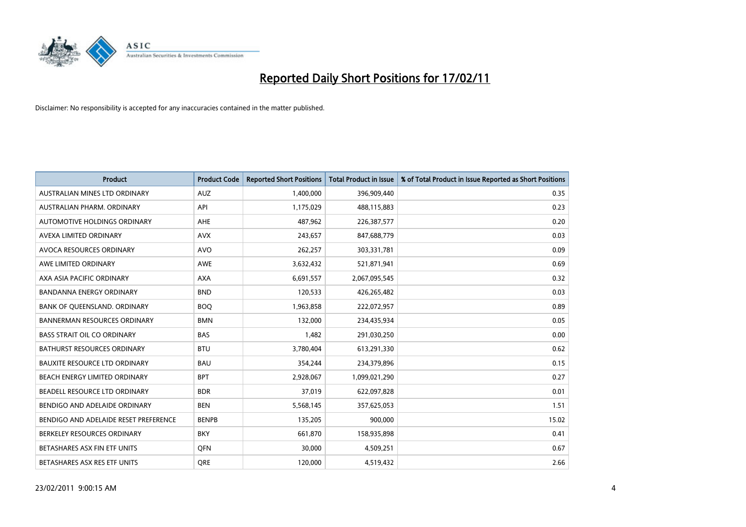# Reported Daily Short Positions for 17/02/11

Disclaimer: No responsibility is accepted for any inaccuracies contained in the matter published.

| Product | Product Code | Reported Short Positions | Total Product in Issue | % of Total Product in Issue Reported as Short Positions |
|---|---|---|---|---|
| AUSTRALIAN MINES LTD ORDINARY | AUZ | 1,400,000 | 396,909,440 | 0.35 |
| AUSTRALIAN PHARM. ORDINARY | API | 1,175,029 | 488,115,883 | 0.23 |
| AUTOMOTIVE HOLDINGS ORDINARY | AHE | 487,962 | 226,387,577 | 0.20 |
| AVEXA LIMITED ORDINARY | AVX | 243,657 | 847,688,779 | 0.03 |
| AVOCA RESOURCES ORDINARY | AVO | 262,257 | 303,331,781 | 0.09 |
| AWE LIMITED ORDINARY | AWE | 3,632,432 | 521,871,941 | 0.69 |
| AXA ASIA PACIFIC ORDINARY | AXA | 6,691,557 | 2,067,095,545 | 0.32 |
| BANDANNA ENERGY ORDINARY | BND | 120,533 | 426,265,482 | 0.03 |
| BANK OF QUEENSLAND. ORDINARY | BOQ | 1,963,858 | 222,072,957 | 0.89 |
| BANNERMAN RESOURCES ORDINARY | BMN | 132,000 | 234,435,934 | 0.05 |
| BASS STRAIT OIL CO ORDINARY | BAS | 1,482 | 291,030,250 | 0.00 |
| BATHURST RESOURCES ORDINARY | BTU | 3,780,404 | 613,291,330 | 0.62 |
| BAUXITE RESOURCE LTD ORDINARY | BAU | 354,244 | 234,379,896 | 0.15 |
| BEACH ENERGY LIMITED ORDINARY | BPT | 2,928,067 | 1,099,021,290 | 0.27 |
| BEADELL RESOURCE LTD ORDINARY | BDR | 37,019 | 622,097,828 | 0.01 |
| BENDIGO AND ADELAIDE ORDINARY | BEN | 5,568,145 | 357,625,053 | 1.51 |
| BENDIGO AND ADELAIDE RESET PREFERENCE | BENPB | 135,205 | 900,000 | 15.02 |
| BERKELEY RESOURCES ORDINARY | BKY | 661,870 | 158,935,898 | 0.41 |
| BETASHARES ASX FIN ETF UNITS | QFN | 30,000 | 4,509,251 | 0.67 |
| BETASHARES ASX RES ETF UNITS | QRE | 120,000 | 4,519,432 | 2.66 |

23/02/2011 9:00:15 AM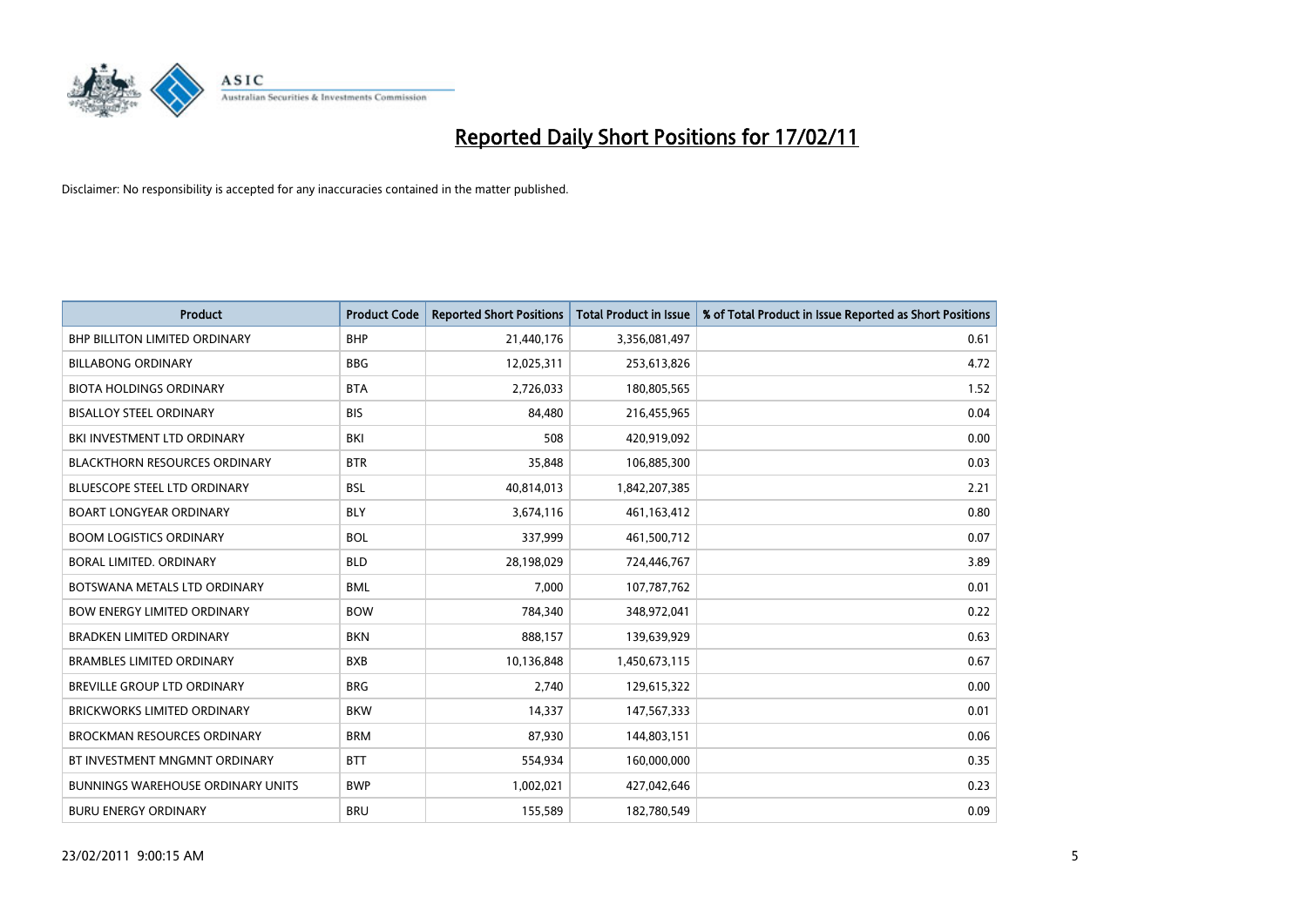# Reported Daily Short Positions for 17/02/11

Disclaimer: No responsibility is accepted for any inaccuracies contained in the matter published.

| Product | Product Code | Reported Short Positions | Total Product in Issue | % of Total Product in Issue Reported as Short Positions |
|---|---|---|---|---|
| BHP BILLITON LIMITED ORDINARY | BHP | 21,440,176 | 3,356,081,497 | 0.61 |
| BILLABONG ORDINARY | BBG | 12,025,311 | 253,613,826 | 4.72 |
| BIOTA HOLDINGS ORDINARY | BTA | 2,726,033 | 180,805,565 | 1.52 |
| BISALLOY STEEL ORDINARY | BIS | 84,480 | 216,455,965 | 0.04 |
| BKI INVESTMENT LTD ORDINARY | BKI | 508 | 420,919,092 | 0.00 |
| BLACKTHORN RESOURCES ORDINARY | BTR | 35,848 | 106,885,300 | 0.03 |
| BLUESCOPE STEEL LTD ORDINARY | BSL | 40,814,013 | 1,842,207,385 | 2.21 |
| BOART LONGYEAR ORDINARY | BLY | 3,674,116 | 461,163,412 | 0.80 |
| BOOM LOGISTICS ORDINARY | BOL | 337,999 | 461,500,712 | 0.07 |
| BORAL LIMITED. ORDINARY | BLD | 28,198,029 | 724,446,767 | 3.89 |
| BOTSWANA METALS LTD ORDINARY | BML | 7,000 | 107,787,762 | 0.01 |
| BOW ENERGY LIMITED ORDINARY | BOW | 784,340 | 348,972,041 | 0.22 |
| BRADKEN LIMITED ORDINARY | BKN | 888,157 | 139,639,929 | 0.63 |
| BRAMBLES LIMITED ORDINARY | BXB | 10,136,848 | 1,450,673,115 | 0.67 |
| BREVILLE GROUP LTD ORDINARY | BRG | 2,740 | 129,615,322 | 0.00 |
| BRICKWORKS LIMITED ORDINARY | BKW | 14,337 | 147,567,333 | 0.01 |
| BROCKMAN RESOURCES ORDINARY | BRM | 87,930 | 144,803,151 | 0.06 |
| BT INVESTMENT MNGMNT ORDINARY | BTT | 554,934 | 160,000,000 | 0.35 |
| BUNNINGS WAREHOUSE ORDINARY UNITS | BWP | 1,002,021 | 427,042,646 | 0.23 |
| BURU ENERGY ORDINARY | BRU | 155,589 | 182,780,549 | 0.09 |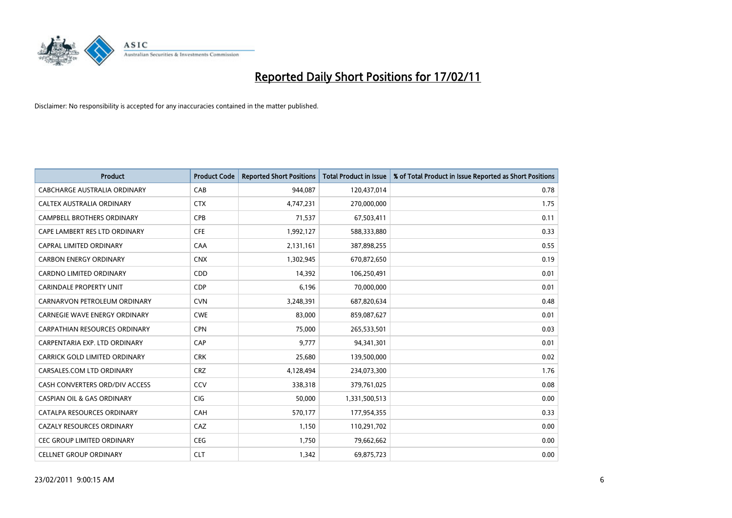# Reported Daily Short Positions for 17/02/11

Disclaimer: No responsibility is accepted for any inaccuracies contained in the matter published.

| Product | Product Code | Reported Short Positions | Total Product in Issue | % of Total Product in Issue Reported as Short Positions |
|---|---|---|---|---|
| CABCHARGE AUSTRALIA ORDINARY | CAB | 944,087 | 120,437,014 | 0.78 |
| CALTEX AUSTRALIA ORDINARY | CTX | 4,747,231 | 270,000,000 | 1.75 |
| CAMPBELL BROTHERS ORDINARY | CPB | 71,537 | 67,503,411 | 0.11 |
| CAPE LAMBERT RES LTD ORDINARY | CFE | 1,992,127 | 588,333,880 | 0.33 |
| CAPRAL LIMITED ORDINARY | CAA | 2,131,161 | 387,898,255 | 0.55 |
| CARBON ENERGY ORDINARY | CNX | 1,302,945 | 670,872,650 | 0.19 |
| CARDNO LIMITED ORDINARY | CDD | 14,392 | 106,250,491 | 0.01 |
| CARINDALE PROPERTY UNIT | CDP | 6,196 | 70,000,000 | 0.01 |
| CARNARVON PETROLEUM ORDINARY | CVN | 3,248,391 | 687,820,634 | 0.48 |
| CARNEGIE WAVE ENERGY ORDINARY | CWE | 83,000 | 859,087,627 | 0.01 |
| CARPATHIAN RESOURCES ORDINARY | CPN | 75,000 | 265,533,501 | 0.03 |
| CARPENTARIA EXP. LTD ORDINARY | CAP | 9,777 | 94,341,301 | 0.01 |
| CARRICK GOLD LIMITED ORDINARY | CRK | 25,680 | 139,500,000 | 0.02 |
| CARSALES.COM LTD ORDINARY | CRZ | 4,128,494 | 234,073,300 | 1.76 |
| CASH CONVERTERS ORD/DIV ACCESS | CCV | 338,318 | 379,761,025 | 0.08 |
| CASPIAN OIL & GAS ORDINARY | CIG | 50,000 | 1,331,500,513 | 0.00 |
| CATALPA RESOURCES ORDINARY | CAH | 570,177 | 177,954,355 | 0.33 |
| CAZALY RESOURCES ORDINARY | CAZ | 1,150 | 110,291,702 | 0.00 |
| CEC GROUP LIMITED ORDINARY | CEG | 1,750 | 79,662,662 | 0.00 |
| CELLNET GROUP ORDINARY | CLT | 1,342 | 69,875,723 | 0.00 |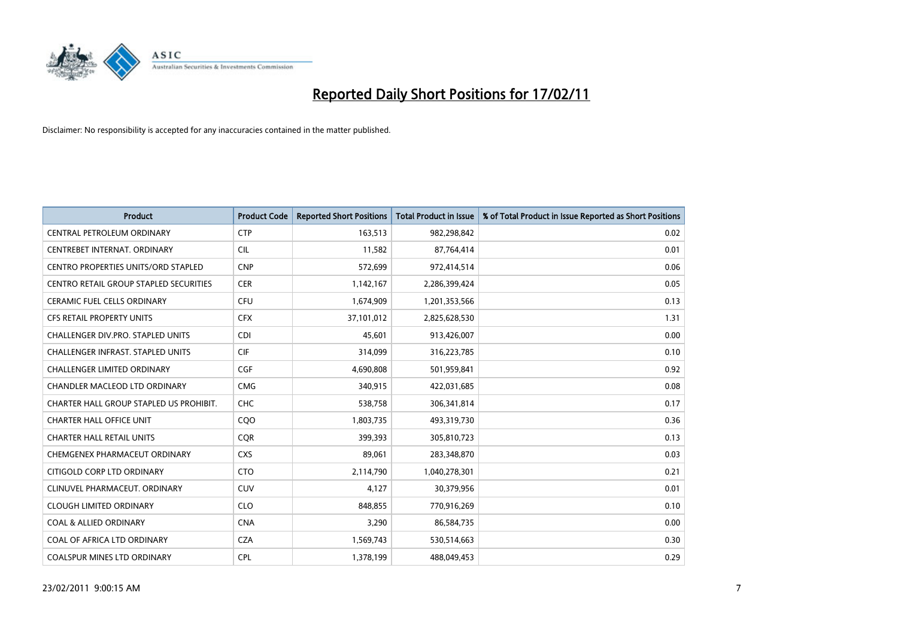# Reported Daily Short Positions for 17/02/11

Disclaimer: No responsibility is accepted for any inaccuracies contained in the matter published.

| Product | Product Code | Reported Short Positions | Total Product in Issue | % of Total Product in Issue Reported as Short Positions |
|---|---|---|---|---|
| CENTRAL PETROLEUM ORDINARY | CTP | 163,513 | 982,298,842 | 0.02 |
| CENTREBET INTERNAT. ORDINARY | CIL | 11,582 | 87,764,414 | 0.01 |
| CENTRO PROPERTIES UNITS/ORD STAPLED | CNP | 572,699 | 972,414,514 | 0.06 |
| CENTRO RETAIL GROUP STAPLED SECURITIES | CER | 1,142,167 | 2,286,399,424 | 0.05 |
| CERAMIC FUEL CELLS ORDINARY | CFU | 1,674,909 | 1,201,353,566 | 0.13 |
| CFS RETAIL PROPERTY UNITS | CFX | 37,101,012 | 2,825,628,530 | 1.31 |
| CHALLENGER DIV.PRO. STAPLED UNITS | CDI | 45,601 | 913,426,007 | 0.00 |
| CHALLENGER INFRAST. STAPLED UNITS | CIF | 314,099 | 316,223,785 | 0.10 |
| CHALLENGER LIMITED ORDINARY | CGF | 4,690,808 | 501,959,841 | 0.92 |
| CHANDLER MACLEOD LTD ORDINARY | CMG | 340,915 | 422,031,685 | 0.08 |
| CHARTER HALL GROUP STAPLED US PROHIBIT. | CHC | 538,758 | 306,341,814 | 0.17 |
| CHARTER HALL OFFICE UNIT | CQO | 1,803,735 | 493,319,730 | 0.36 |
| CHARTER HALL RETAIL UNITS | CQR | 399,393 | 305,810,723 | 0.13 |
| CHEMGENEX PHARMACEUT ORDINARY | CXS | 89,061 | 283,348,870 | 0.03 |
| CITIGOLD CORP LTD ORDINARY | CTO | 2,114,790 | 1,040,278,301 | 0.21 |
| CLINUVEL PHARMACEUT. ORDINARY | CUV | 4,127 | 30,379,956 | 0.01 |
| CLOUGH LIMITED ORDINARY | CLO | 848,855 | 770,916,269 | 0.10 |
| COAL & ALLIED ORDINARY | CNA | 3,290 | 86,584,735 | 0.00 |
| COAL OF AFRICA LTD ORDINARY | CZA | 1,569,743 | 530,514,663 | 0.30 |
| COALSPUR MINES LTD ORDINARY | CPL | 1,378,199 | 488,049,453 | 0.29 |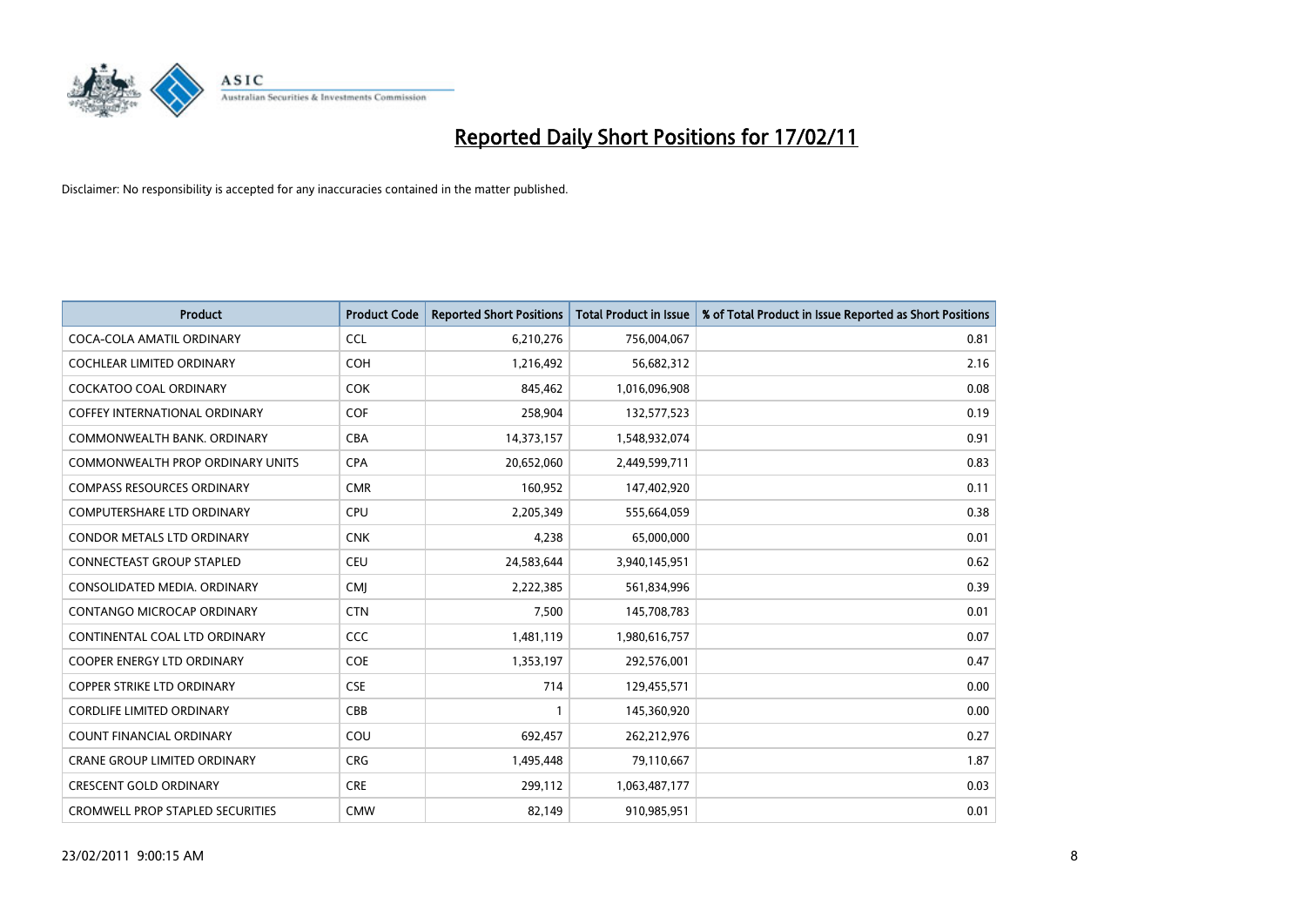# Reported Daily Short Positions for 17/02/11

Disclaimer: No responsibility is accepted for any inaccuracies contained in the matter published.

| Product | Product Code | Reported Short Positions | Total Product in Issue | % of Total Product in Issue Reported as Short Positions |
|---|---|---|---|---|
| COCA-COLA AMATIL ORDINARY | CCL | 6,210,276 | 756,004,067 | 0.81 |
| COCHLEAR LIMITED ORDINARY | COH | 1,216,492 | 56,682,312 | 2.16 |
| COCKATOO COAL ORDINARY | COK | 845,462 | 1,016,096,908 | 0.08 |
| COFFEY INTERNATIONAL ORDINARY | COF | 258,904 | 132,577,523 | 0.19 |
| COMMONWEALTH BANK. ORDINARY | CBA | 14,373,157 | 1,548,932,074 | 0.91 |
| COMMONWEALTH PROP ORDINARY UNITS | CPA | 20,652,060 | 2,449,599,711 | 0.83 |
| COMPASS RESOURCES ORDINARY | CMR | 160,952 | 147,402,920 | 0.11 |
| COMPUTERSHARE LTD ORDINARY | CPU | 2,205,349 | 555,664,059 | 0.38 |
| CONDOR METALS LTD ORDINARY | CNK | 4,238 | 65,000,000 | 0.01 |
| CONNECTEAST GROUP STAPLED | CEU | 24,583,644 | 3,940,145,951 | 0.62 |
| CONSOLIDATED MEDIA. ORDINARY | CMJ | 2,222,385 | 561,834,996 | 0.39 |
| CONTANGO MICROCAP ORDINARY | CTN | 7,500 | 145,708,783 | 0.01 |
| CONTINENTAL COAL LTD ORDINARY | CCC | 1,481,119 | 1,980,616,757 | 0.07 |
| COOPER ENERGY LTD ORDINARY | COE | 1,353,197 | 292,576,001 | 0.47 |
| COPPER STRIKE LTD ORDINARY | CSE | 714 | 129,455,571 | 0.00 |
| CORDLIFE LIMITED ORDINARY | CBB | 1 | 145,360,920 | 0.00 |
| COUNT FINANCIAL ORDINARY | COU | 692,457 | 262,212,976 | 0.27 |
| CRANE GROUP LIMITED ORDINARY | CRG | 1,495,448 | 79,110,667 | 1.87 |
| CRESCENT GOLD ORDINARY | CRE | 299,112 | 1,063,487,177 | 0.03 |
| CROMWELL PROP STAPLED SECURITIES | CMW | 82,149 | 910,985,951 | 0.01 |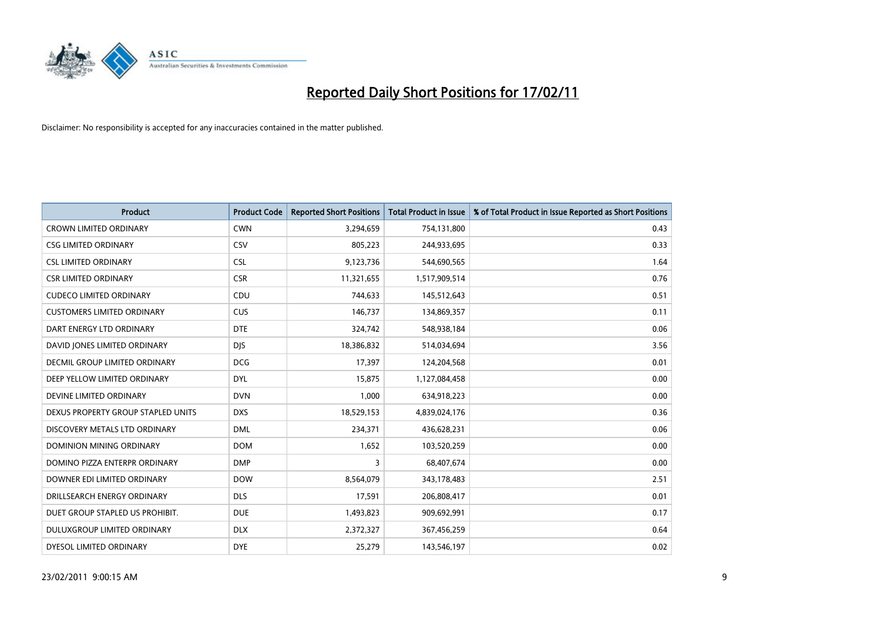# Reported Daily Short Positions for 17/02/11

Disclaimer: No responsibility is accepted for any inaccuracies contained in the matter published.

| Product | Product Code | Reported Short Positions | Total Product in Issue | % of Total Product in Issue Reported as Short Positions |
|---|---|---|---|---|
| CROWN LIMITED ORDINARY | CWN | 3,294,659 | 754,131,800 | 0.43 |
| CSG LIMITED ORDINARY | CSV | 805,223 | 244,933,695 | 0.33 |
| CSL LIMITED ORDINARY | CSL | 9,123,736 | 544,690,565 | 1.64 |
| CSR LIMITED ORDINARY | CSR | 11,321,655 | 1,517,909,514 | 0.76 |
| CUDECO LIMITED ORDINARY | CDU | 744,633 | 145,512,643 | 0.51 |
| CUSTOMERS LIMITED ORDINARY | CUS | 146,737 | 134,869,357 | 0.11 |
| DART ENERGY LTD ORDINARY | DTE | 324,742 | 548,938,184 | 0.06 |
| DAVID JONES LIMITED ORDINARY | DJS | 18,386,832 | 514,034,694 | 3.56 |
| DECMIL GROUP LIMITED ORDINARY | DCG | 17,397 | 124,204,568 | 0.01 |
| DEEP YELLOW LIMITED ORDINARY | DYL | 15,875 | 1,127,084,458 | 0.00 |
| DEVINE LIMITED ORDINARY | DVN | 1,000 | 634,918,223 | 0.00 |
| DEXUS PROPERTY GROUP STAPLED UNITS | DXS | 18,529,153 | 4,839,024,176 | 0.36 |
| DISCOVERY METALS LTD ORDINARY | DML | 234,371 | 436,628,231 | 0.06 |
| DOMINION MINING ORDINARY | DOM | 1,652 | 103,520,259 | 0.00 |
| DOMINO PIZZA ENTERPR ORDINARY | DMP | 3 | 68,407,674 | 0.00 |
| DOWNER EDI LIMITED ORDINARY | DOW | 8,564,079 | 343,178,483 | 2.51 |
| DRILLSEARCH ENERGY ORDINARY | DLS | 17,591 | 206,808,417 | 0.01 |
| DUET GROUP STAPLED US PROHIBIT. | DUE | 1,493,823 | 909,692,991 | 0.17 |
| DULUXGROUP LIMITED ORDINARY | DLX | 2,372,327 | 367,456,259 | 0.64 |
| DYESOL LIMITED ORDINARY | DYE | 25,279 | 143,546,197 | 0.02 |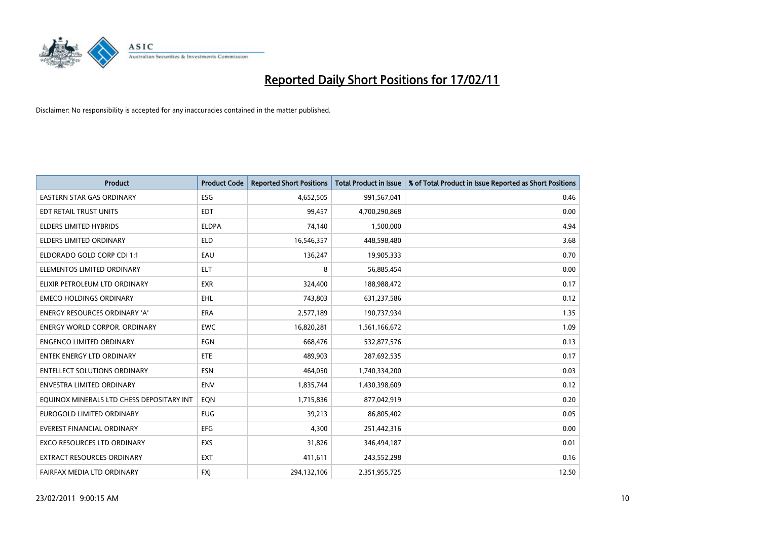# Reported Daily Short Positions for 17/02/11

Disclaimer: No responsibility is accepted for any inaccuracies contained in the matter published.

| Product | Product Code | Reported Short Positions | Total Product in Issue | % of Total Product in Issue Reported as Short Positions |
|---|---|---|---|---|
| EASTERN STAR GAS ORDINARY | ESG | 4,652,505 | 991,567,041 | 0.46 |
| EDT RETAIL TRUST UNITS | EDT | 99,457 | 4,700,290,868 | 0.00 |
| ELDERS LIMITED HYBRIDS | ELDPA | 74,140 | 1,500,000 | 4.94 |
| ELDERS LIMITED ORDINARY | ELD | 16,546,357 | 448,598,480 | 3.68 |
| ELDORADO GOLD CORP CDI 1:1 | EAU | 136,247 | 19,905,333 | 0.70 |
| ELEMENTOS LIMITED ORDINARY | ELT | 8 | 56,885,454 | 0.00 |
| ELIXIR PETROLEUM LTD ORDINARY | EXR | 324,400 | 188,988,472 | 0.17 |
| EMECO HOLDINGS ORDINARY | EHL | 743,803 | 631,237,586 | 0.12 |
| ENERGY RESOURCES ORDINARY 'A' | ERA | 2,577,189 | 190,737,934 | 1.35 |
| ENERGY WORLD CORPOR. ORDINARY | EWC | 16,820,281 | 1,561,166,672 | 1.09 |
| ENGENCO LIMITED ORDINARY | EGN | 668,476 | 532,877,576 | 0.13 |
| ENTEK ENERGY LTD ORDINARY | ETE | 489,903 | 287,692,535 | 0.17 |
| ENTELLECT SOLUTIONS ORDINARY | ESN | 464,050 | 1,740,334,200 | 0.03 |
| ENVESTRA LIMITED ORDINARY | ENV | 1,835,744 | 1,430,398,609 | 0.12 |
| EQUINOX MINERALS LTD CHESS DEPOSITARY INT | EQN | 1,715,836 | 877,042,919 | 0.20 |
| EUROGOLD LIMITED ORDINARY | EUG | 39,213 | 86,805,402 | 0.05 |
| EVEREST FINANCIAL ORDINARY | EFG | 4,300 | 251,442,316 | 0.00 |
| EXCO RESOURCES LTD ORDINARY | EXS | 31,826 | 346,494,187 | 0.01 |
| EXTRACT RESOURCES ORDINARY | EXT | 411,611 | 243,552,298 | 0.16 |
| FAIRFAX MEDIA LTD ORDINARY | FXJ | 294,132,106 | 2,351,955,725 | 12.50 |

23/02/2011 9:00:15 AM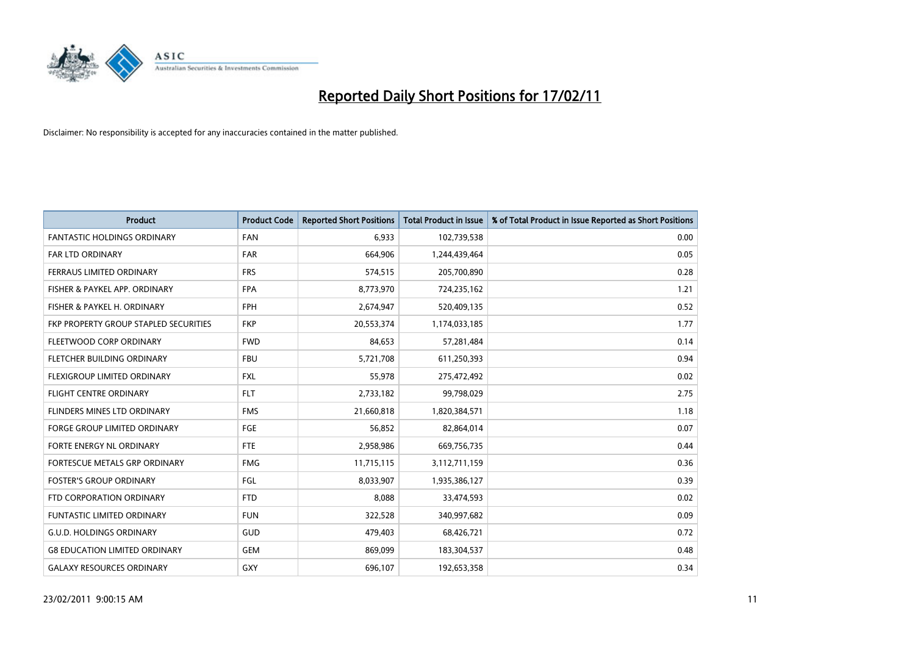# Reported Daily Short Positions for 17/02/11

Disclaimer: No responsibility is accepted for any inaccuracies contained in the matter published.

| Product | Product Code | Reported Short Positions | Total Product in Issue | % of Total Product in Issue Reported as Short Positions |
|---|---|---|---|---|
| FANTASTIC HOLDINGS ORDINARY | FAN | 6,933 | 102,739,538 | 0.00 |
| FAR LTD ORDINARY | FAR | 664,906 | 1,244,439,464 | 0.05 |
| FERRAUS LIMITED ORDINARY | FRS | 574,515 | 205,700,890 | 0.28 |
| FISHER & PAYKEL APP. ORDINARY | FPA | 8,773,970 | 724,235,162 | 1.21 |
| FISHER & PAYKEL H. ORDINARY | FPH | 2,674,947 | 520,409,135 | 0.52 |
| FKP PROPERTY GROUP STAPLED SECURITIES | FKP | 20,553,374 | 1,174,033,185 | 1.77 |
| FLEETWOOD CORP ORDINARY | FWD | 84,653 | 57,281,484 | 0.14 |
| FLETCHER BUILDING ORDINARY | FBU | 5,721,708 | 611,250,393 | 0.94 |
| FLEXIGROUP LIMITED ORDINARY | FXL | 55,978 | 275,472,492 | 0.02 |
| FLIGHT CENTRE ORDINARY | FLT | 2,733,182 | 99,798,029 | 2.75 |
| FLINDERS MINES LTD ORDINARY | FMS | 21,660,818 | 1,820,384,571 | 1.18 |
| FORGE GROUP LIMITED ORDINARY | FGE | 56,852 | 82,864,014 | 0.07 |
| FORTE ENERGY NL ORDINARY | FTE | 2,958,986 | 669,756,735 | 0.44 |
| FORTESCUE METALS GRP ORDINARY | FMG | 11,715,115 | 3,112,711,159 | 0.36 |
| FOSTER'S GROUP ORDINARY | FGL | 8,033,907 | 1,935,386,127 | 0.39 |
| FTD CORPORATION ORDINARY | FTD | 8,088 | 33,474,593 | 0.02 |
| FUNTASTIC LIMITED ORDINARY | FUN | 322,528 | 340,997,682 | 0.09 |
| G.U.D. HOLDINGS ORDINARY | GUD | 479,403 | 68,426,721 | 0.72 |
| G8 EDUCATION LIMITED ORDINARY | GEM | 869,099 | 183,304,537 | 0.48 |
| GALAXY RESOURCES ORDINARY | GXY | 696,107 | 192,653,358 | 0.34 |

23/02/2011 9:00:15 AM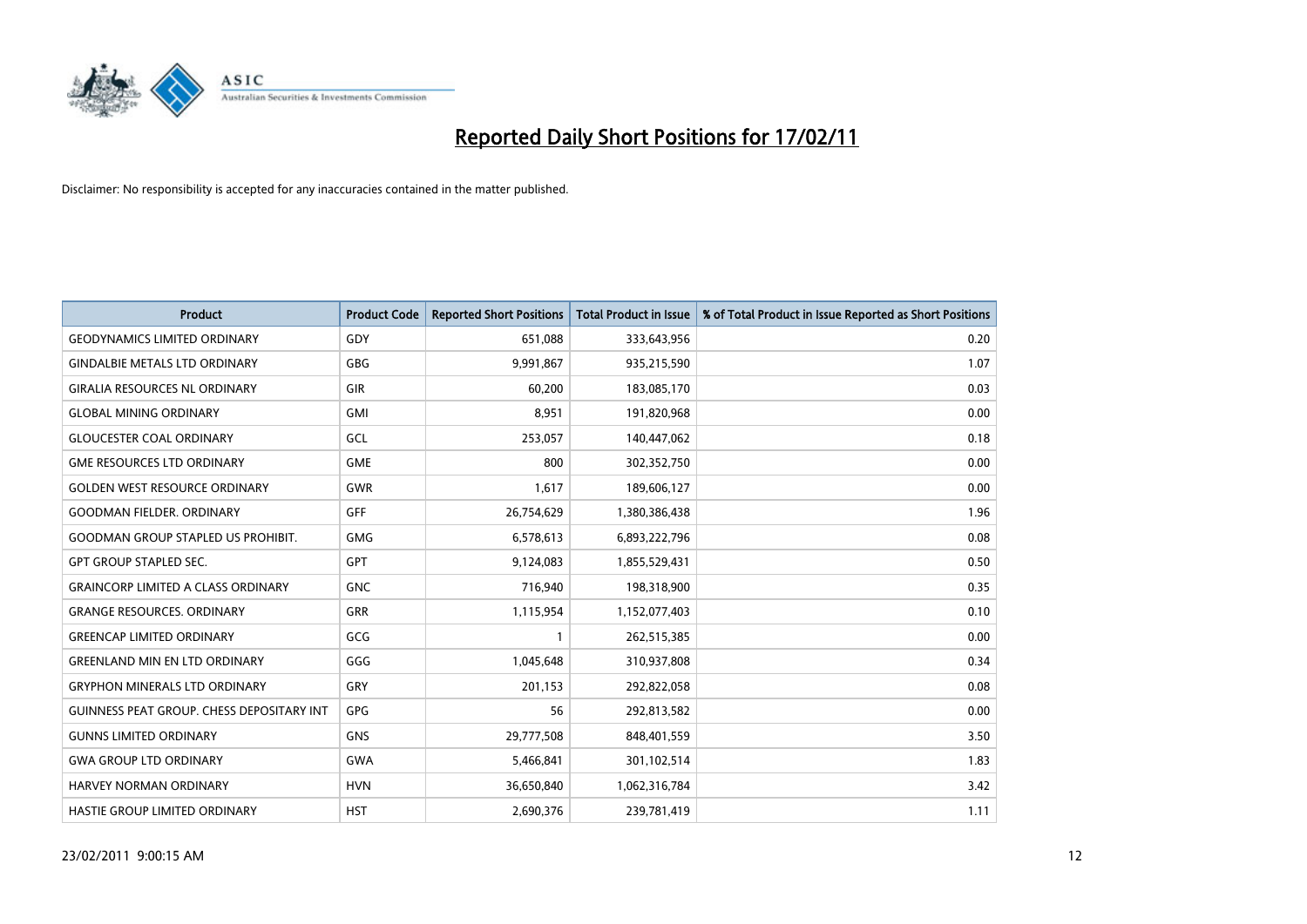# Reported Daily Short Positions for 17/02/11

Disclaimer: No responsibility is accepted for any inaccuracies contained in the matter published.

| Product | Product Code | Reported Short Positions | Total Product in Issue | % of Total Product in Issue Reported as Short Positions |
|---|---|---|---|---|
| GEODYNAMICS LIMITED ORDINARY | GDY | 651,088 | 333,643,956 | 0.20 |
| GINDALBIE METALS LTD ORDINARY | GBG | 9,991,867 | 935,215,590 | 1.07 |
| GIRALIA RESOURCES NL ORDINARY | GIR | 60,200 | 183,085,170 | 0.03 |
| GLOBAL MINING ORDINARY | GMI | 8,951 | 191,820,968 | 0.00 |
| GLOUCESTER COAL ORDINARY | GCL | 253,057 | 140,447,062 | 0.18 |
| GME RESOURCES LTD ORDINARY | GME | 800 | 302,352,750 | 0.00 |
| GOLDEN WEST RESOURCE ORDINARY | GWR | 1,617 | 189,606,127 | 0.00 |
| GOODMAN FIELDER. ORDINARY | GFF | 26,754,629 | 1,380,386,438 | 1.96 |
| GOODMAN GROUP STAPLED US PROHIBIT. | GMG | 6,578,613 | 6,893,222,796 | 0.08 |
| GPT GROUP STAPLED SEC. | GPT | 9,124,083 | 1,855,529,431 | 0.50 |
| GRAINCORP LIMITED A CLASS ORDINARY | GNC | 716,940 | 198,318,900 | 0.35 |
| GRANGE RESOURCES. ORDINARY | GRR | 1,115,954 | 1,152,077,403 | 0.10 |
| GREENCAP LIMITED ORDINARY | GCG | 1 | 262,515,385 | 0.00 |
| GREENLAND MIN EN LTD ORDINARY | GGG | 1,045,648 | 310,937,808 | 0.34 |
| GRYPHON MINERALS LTD ORDINARY | GRY | 201,153 | 292,822,058 | 0.08 |
| GUINNESS PEAT GROUP. CHESS DEPOSITARY INT | GPG | 56 | 292,813,582 | 0.00 |
| GUNNS LIMITED ORDINARY | GNS | 29,777,508 | 848,401,559 | 3.50 |
| GWA GROUP LTD ORDINARY | GWA | 5,466,841 | 301,102,514 | 1.83 |
| HARVEY NORMAN ORDINARY | HVN | 36,650,840 | 1,062,316,784 | 3.42 |
| HASTIE GROUP LIMITED ORDINARY | HST | 2,690,376 | 239,781,419 | 1.11 |

23/02/2011 9:00:15 AM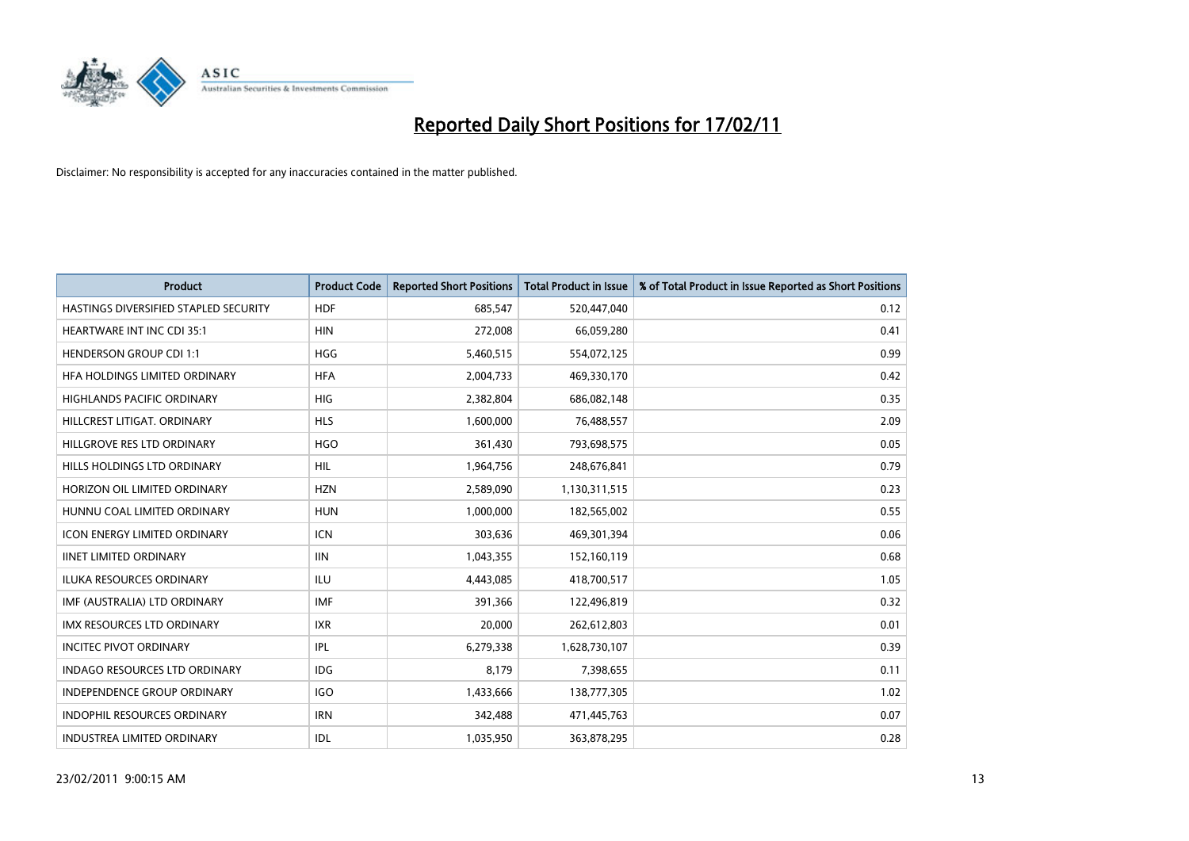# Reported Daily Short Positions for 17/02/11

Disclaimer: No responsibility is accepted for any inaccuracies contained in the matter published.

| Product | Product Code | Reported Short Positions | Total Product in Issue | % of Total Product in Issue Reported as Short Positions |
|---|---|---|---|---|
| HASTINGS DIVERSIFIED STAPLED SECURITY | HDF | 685,547 | 520,447,040 | 0.12 |
| HEARTWARE INT INC CDI 35:1 | HIN | 272,008 | 66,059,280 | 0.41 |
| HENDERSON GROUP CDI 1:1 | HGG | 5,460,515 | 554,072,125 | 0.99 |
| HFA HOLDINGS LIMITED ORDINARY | HFA | 2,004,733 | 469,330,170 | 0.42 |
| HIGHLANDS PACIFIC ORDINARY | HIG | 2,382,804 | 686,082,148 | 0.35 |
| HILLCREST LITIGAT. ORDINARY | HLS | 1,600,000 | 76,488,557 | 2.09 |
| HILLGROVE RES LTD ORDINARY | HGO | 361,430 | 793,698,575 | 0.05 |
| HILLS HOLDINGS LTD ORDINARY | HIL | 1,964,756 | 248,676,841 | 0.79 |
| HORIZON OIL LIMITED ORDINARY | HZN | 2,589,090 | 1,130,311,515 | 0.23 |
| HUNNU COAL LIMITED ORDINARY | HUN | 1,000,000 | 182,565,002 | 0.55 |
| ICON ENERGY LIMITED ORDINARY | ICN | 303,636 | 469,301,394 | 0.06 |
| IINET LIMITED ORDINARY | IIN | 1,043,355 | 152,160,119 | 0.68 |
| ILUKA RESOURCES ORDINARY | ILU | 4,443,085 | 418,700,517 | 1.05 |
| IMF (AUSTRALIA) LTD ORDINARY | IMF | 391,366 | 122,496,819 | 0.32 |
| IMX RESOURCES LTD ORDINARY | IXR | 20,000 | 262,612,803 | 0.01 |
| INCITEC PIVOT ORDINARY | IPL | 6,279,338 | 1,628,730,107 | 0.39 |
| INDAGO RESOURCES LTD ORDINARY | IDG | 8,179 | 7,398,655 | 0.11 |
| INDEPENDENCE GROUP ORDINARY | IGO | 1,433,666 | 138,777,305 | 1.02 |
| INDOPHIL RESOURCES ORDINARY | IRN | 342,488 | 471,445,763 | 0.07 |
| INDUSTREA LIMITED ORDINARY | IDL | 1,035,950 | 363,878,295 | 0.28 |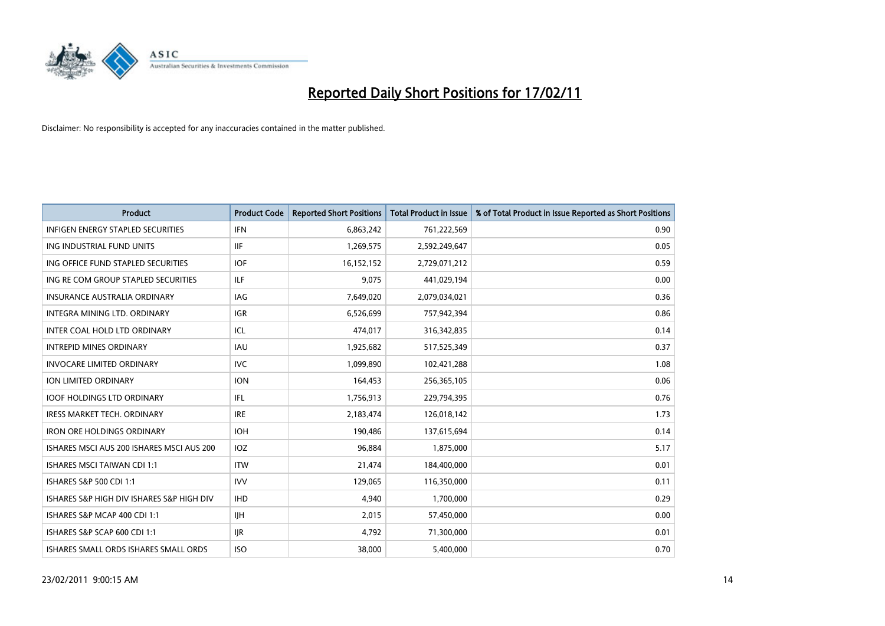# Reported Daily Short Positions for 17/02/11

Disclaimer: No responsibility is accepted for any inaccuracies contained in the matter published.

| Product | Product Code | Reported Short Positions | Total Product in Issue | % of Total Product in Issue Reported as Short Positions |
|---|---|---|---|---|
| INFIGEN ENERGY STAPLED SECURITIES | IFN | 6,863,242 | 761,222,569 | 0.90 |
| ING INDUSTRIAL FUND UNITS | IIF | 1,269,575 | 2,592,249,647 | 0.05 |
| ING OFFICE FUND STAPLED SECURITIES | IOF | 16,152,152 | 2,729,071,212 | 0.59 |
| ING RE COM GROUP STAPLED SECURITIES | ILF | 9,075 | 441,029,194 | 0.00 |
| INSURANCE AUSTRALIA ORDINARY | IAG | 7,649,020 | 2,079,034,021 | 0.36 |
| INTEGRA MINING LTD. ORDINARY | IGR | 6,526,699 | 757,942,394 | 0.86 |
| INTER COAL HOLD LTD ORDINARY | ICL | 474,017 | 316,342,835 | 0.14 |
| INTREPID MINES ORDINARY | IAU | 1,925,682 | 517,525,349 | 0.37 |
| INVOCARE LIMITED ORDINARY | IVC | 1,099,890 | 102,421,288 | 1.08 |
| ION LIMITED ORDINARY | ION | 164,453 | 256,365,105 | 0.06 |
| IOOF HOLDINGS LTD ORDINARY | IFL | 1,756,913 | 229,794,395 | 0.76 |
| IRESS MARKET TECH. ORDINARY | IRE | 2,183,474 | 126,018,142 | 1.73 |
| IRON ORE HOLDINGS ORDINARY | IOH | 190,486 | 137,615,694 | 0.14 |
| ISHARES MSCI AUS 200 ISHARES MSCI AUS 200 | IOZ | 96,884 | 1,875,000 | 5.17 |
| ISHARES MSCI TAIWAN CDI 1:1 | ITW | 21,474 | 184,400,000 | 0.01 |
| ISHARES S&P 500 CDI 1:1 | IVV | 129,065 | 116,350,000 | 0.11 |
| ISHARES S&P HIGH DIV ISHARES S&P HIGH DIV | IHD | 4,940 | 1,700,000 | 0.29 |
| ISHARES S&P MCAP 400 CDI 1:1 | IJH | 2,015 | 57,450,000 | 0.00 |
| ISHARES S&P SCAP 600 CDI 1:1 | IJR | 4,792 | 71,300,000 | 0.01 |
| ISHARES SMALL ORDS ISHARES SMALL ORDS | ISO | 38,000 | 5,400,000 | 0.70 |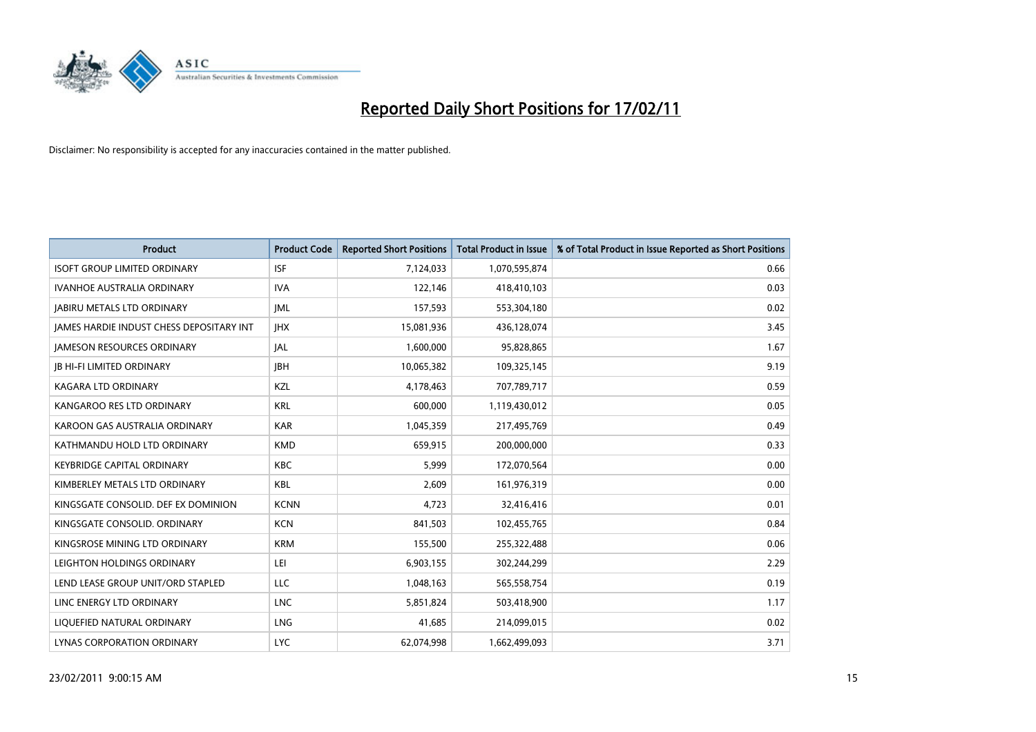# Reported Daily Short Positions for 17/02/11

Disclaimer: No responsibility is accepted for any inaccuracies contained in the matter published.

| Product | Product Code | Reported Short Positions | Total Product in Issue | % of Total Product in Issue Reported as Short Positions |
| --- | --- | --- | --- | --- |
| ISOFT GROUP LIMITED ORDINARY | ISF | 7,124,033 | 1,070,595,874 | 0.66 |
| IVANHOE AUSTRALIA ORDINARY | IVA | 122,146 | 418,410,103 | 0.03 |
| JABIRU METALS LTD ORDINARY | JML | 157,593 | 553,304,180 | 0.02 |
| JAMES HARDIE INDUST CHESS DEPOSITARY INT | JHX | 15,081,936 | 436,128,074 | 3.45 |
| JAMESON RESOURCES ORDINARY | JAL | 1,600,000 | 95,828,865 | 1.67 |
| JB HI-FI LIMITED ORDINARY | JBH | 10,065,382 | 109,325,145 | 9.19 |
| KAGARA LTD ORDINARY | KZL | 4,178,463 | 707,789,717 | 0.59 |
| KANGAROO RES LTD ORDINARY | KRL | 600,000 | 1,119,430,012 | 0.05 |
| KAROON GAS AUSTRALIA ORDINARY | KAR | 1,045,359 | 217,495,769 | 0.49 |
| KATHMANDU HOLD LTD ORDINARY | KMD | 659,915 | 200,000,000 | 0.33 |
| KEYBRIDGE CAPITAL ORDINARY | KBC | 5,999 | 172,070,564 | 0.00 |
| KIMBERLEY METALS LTD ORDINARY | KBL | 2,609 | 161,976,319 | 0.00 |
| KINGSGATE CONSOLID. DEF EX DOMINION | KCNN | 4,723 | 32,416,416 | 0.01 |
| KINGSGATE CONSOLID. ORDINARY | KCN | 841,503 | 102,455,765 | 0.84 |
| KINGSROSE MINING LTD ORDINARY | KRM | 155,500 | 255,322,488 | 0.06 |
| LEIGHTON HOLDINGS ORDINARY | LEI | 6,903,155 | 302,244,299 | 2.29 |
| LEND LEASE GROUP UNIT/ORD STAPLED | LLC | 1,048,163 | 565,558,754 | 0.19 |
| LINC ENERGY LTD ORDINARY | LNC | 5,851,824 | 503,418,900 | 1.17 |
| LIQUEFIED NATURAL ORDINARY | LNG | 41,685 | 214,099,015 | 0.02 |
| LYNAS CORPORATION ORDINARY | LYC | 62,074,998 | 1,662,499,093 | 3.71 |

23/02/2011 9:00:15 AM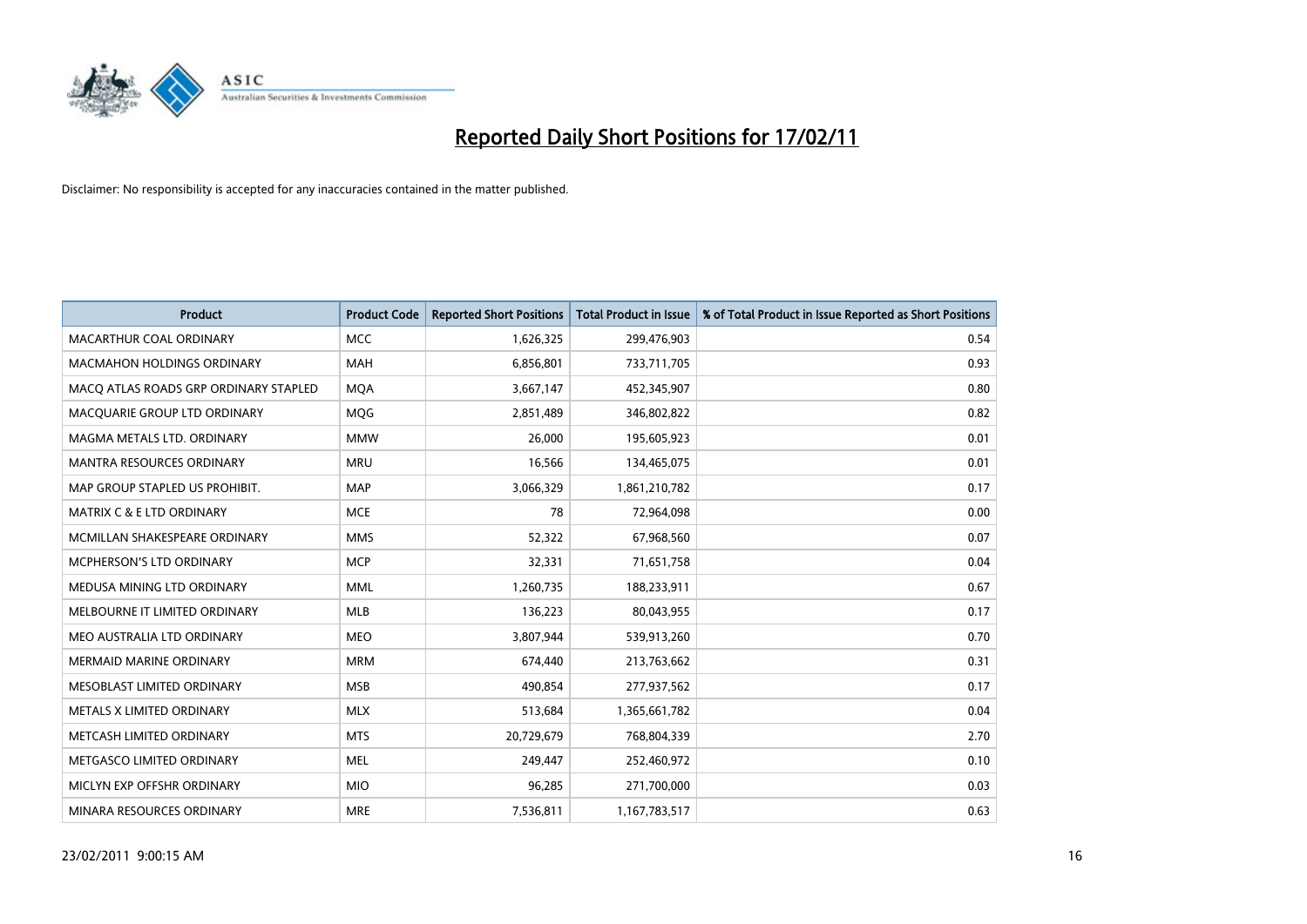# Reported Daily Short Positions for 17/02/11

Disclaimer: No responsibility is accepted for any inaccuracies contained in the matter published.

| Product | Product Code | Reported Short Positions | Total Product in Issue | % of Total Product in Issue Reported as Short Positions |
|---|---|---|---|---|
| MACARTHUR COAL ORDINARY | MCC | 1,626,325 | 299,476,903 | 0.54 |
| MACMAHON HOLDINGS ORDINARY | MAH | 6,856,801 | 733,711,705 | 0.93 |
| MACQ ATLAS ROADS GRP ORDINARY STAPLED | MQA | 3,667,147 | 452,345,907 | 0.80 |
| MACQUARIE GROUP LTD ORDINARY | MQG | 2,851,489 | 346,802,822 | 0.82 |
| MAGMA METALS LTD. ORDINARY | MMW | 26,000 | 195,605,923 | 0.01 |
| MANTRA RESOURCES ORDINARY | MRU | 16,566 | 134,465,075 | 0.01 |
| MAP GROUP STAPLED US PROHIBIT. | MAP | 3,066,329 | 1,861,210,782 | 0.17 |
| MATRIX C & E LTD ORDINARY | MCE | 78 | 72,964,098 | 0.00 |
| MCMILLAN SHAKESPEARE ORDINARY | MMS | 52,322 | 67,968,560 | 0.07 |
| MCPHERSON'S LTD ORDINARY | MCP | 32,331 | 71,651,758 | 0.04 |
| MEDUSA MINING LTD ORDINARY | MML | 1,260,735 | 188,233,911 | 0.67 |
| MELBOURNE IT LIMITED ORDINARY | MLB | 136,223 | 80,043,955 | 0.17 |
| MEO AUSTRALIA LTD ORDINARY | MEO | 3,807,944 | 539,913,260 | 0.70 |
| MERMAID MARINE ORDINARY | MRM | 674,440 | 213,763,662 | 0.31 |
| MESOBLAST LIMITED ORDINARY | MSB | 490,854 | 277,937,562 | 0.17 |
| METALS X LIMITED ORDINARY | MLX | 513,684 | 1,365,661,782 | 0.04 |
| METCASH LIMITED ORDINARY | MTS | 20,729,679 | 768,804,339 | 2.70 |
| METGASCO LIMITED ORDINARY | MEL | 249,447 | 252,460,972 | 0.10 |
| MICLYN EXP OFFSHR ORDINARY | MIO | 96,285 | 271,700,000 | 0.03 |
| MINARA RESOURCES ORDINARY | MRE | 7,536,811 | 1,167,783,517 | 0.63 |

23/02/2011 9:00:15 AM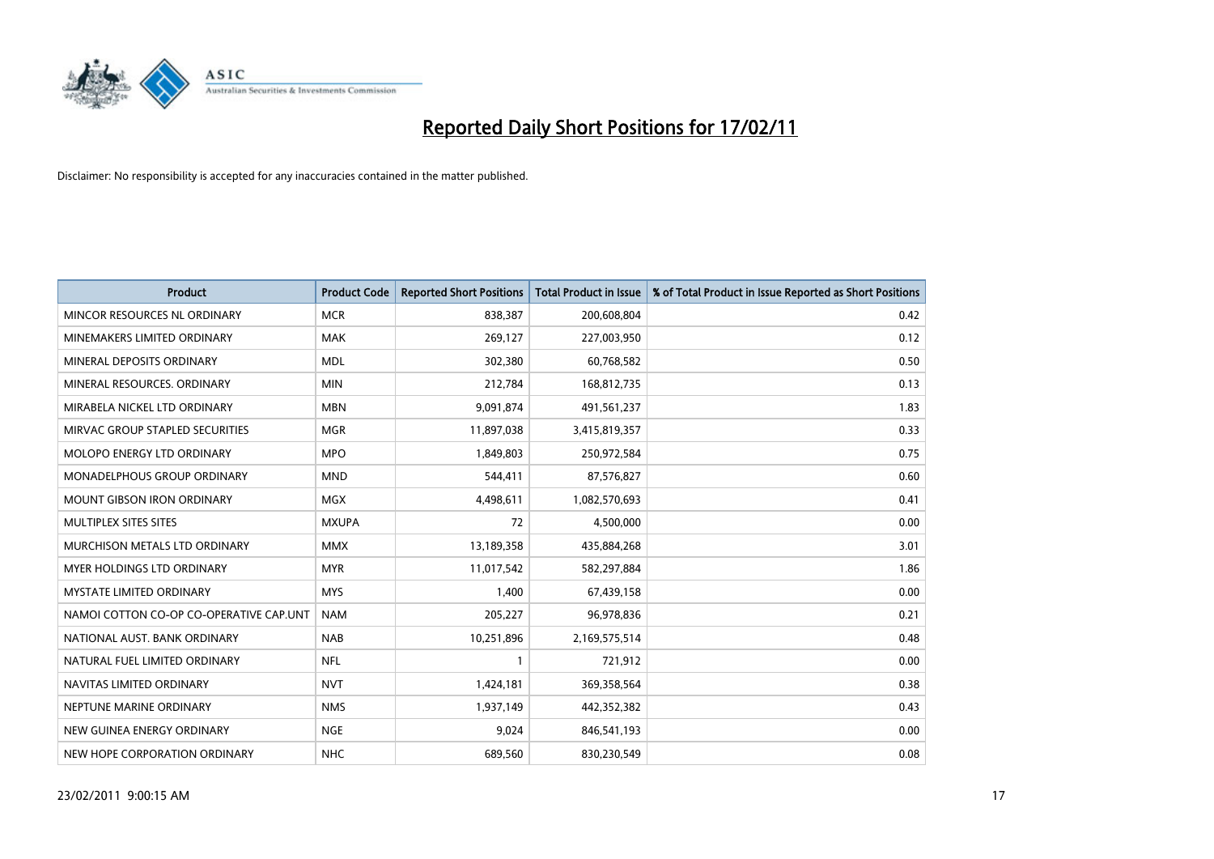# Reported Daily Short Positions for 17/02/11

Disclaimer: No responsibility is accepted for any inaccuracies contained in the matter published.

| Product | Product Code | Reported Short Positions | Total Product in Issue | % of Total Product in Issue Reported as Short Positions |
|---|---|---|---|---|
| MINCOR RESOURCES NL ORDINARY | MCR | 838,387 | 200,608,804 | 0.42 |
| MINEMAKERS LIMITED ORDINARY | MAK | 269,127 | 227,003,950 | 0.12 |
| MINERAL DEPOSITS ORDINARY | MDL | 302,380 | 60,768,582 | 0.50 |
| MINERAL RESOURCES. ORDINARY | MIN | 212,784 | 168,812,735 | 0.13 |
| MIRABELA NICKEL LTD ORDINARY | MBN | 9,091,874 | 491,561,237 | 1.83 |
| MIRVAC GROUP STAPLED SECURITIES | MGR | 11,897,038 | 3,415,819,357 | 0.33 |
| MOLOPO ENERGY LTD ORDINARY | MPO | 1,849,803 | 250,972,584 | 0.75 |
| MONADELPHOUS GROUP ORDINARY | MND | 544,411 | 87,576,827 | 0.60 |
| MOUNT GIBSON IRON ORDINARY | MGX | 4,498,611 | 1,082,570,693 | 0.41 |
| MULTIPLEX SITES SITES | MXUPA | 72 | 4,500,000 | 0.00 |
| MURCHISON METALS LTD ORDINARY | MMX | 13,189,358 | 435,884,268 | 3.01 |
| MYER HOLDINGS LTD ORDINARY | MYR | 11,017,542 | 582,297,884 | 1.86 |
| MYSTATE LIMITED ORDINARY | MYS | 1,400 | 67,439,158 | 0.00 |
| NAMOI COTTON CO-OP CO-OPERATIVE CAP.UNT | NAM | 205,227 | 96,978,836 | 0.21 |
| NATIONAL AUST. BANK ORDINARY | NAB | 10,251,896 | 2,169,575,514 | 0.48 |
| NATURAL FUEL LIMITED ORDINARY | NFL | 1 | 721,912 | 0.00 |
| NAVITAS LIMITED ORDINARY | NVT | 1,424,181 | 369,358,564 | 0.38 |
| NEPTUNE MARINE ORDINARY | NMS | 1,937,149 | 442,352,382 | 0.43 |
| NEW GUINEA ENERGY ORDINARY | NGE | 9,024 | 846,541,193 | 0.00 |
| NEW HOPE CORPORATION ORDINARY | NHC | 689,560 | 830,230,549 | 0.08 |

23/02/2011 9:00:15 AM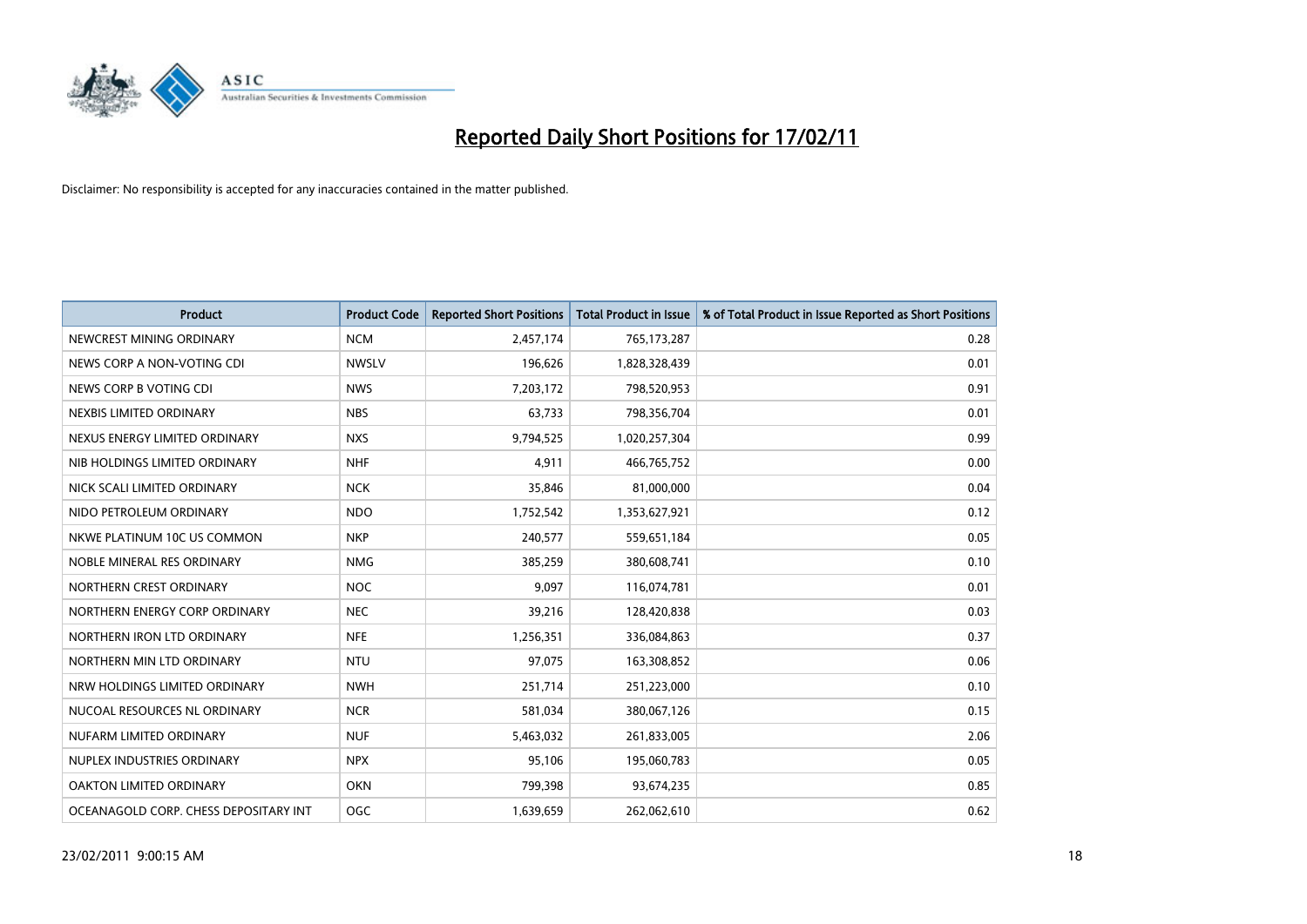# Reported Daily Short Positions for 17/02/11

Disclaimer: No responsibility is accepted for any inaccuracies contained in the matter published.

| Product | Product Code | Reported Short Positions | Total Product in Issue | % of Total Product in Issue Reported as Short Positions |
|---|---|---|---|---|
| NEWCREST MINING ORDINARY | NCM | 2,457,174 | 765,173,287 | 0.28 |
| NEWS CORP A NON-VOTING CDI | NWSLV | 196,626 | 1,828,328,439 | 0.01 |
| NEWS CORP B VOTING CDI | NWS | 7,203,172 | 798,520,953 | 0.91 |
| NEXBIS LIMITED ORDINARY | NBS | 63,733 | 798,356,704 | 0.01 |
| NEXUS ENERGY LIMITED ORDINARY | NXS | 9,794,525 | 1,020,257,304 | 0.99 |
| NIB HOLDINGS LIMITED ORDINARY | NHF | 4,911 | 466,765,752 | 0.00 |
| NICK SCALI LIMITED ORDINARY | NCK | 35,846 | 81,000,000 | 0.04 |
| NIDO PETROLEUM ORDINARY | NDO | 1,752,542 | 1,353,627,921 | 0.12 |
| NKWE PLATINUM 10C US COMMON | NKP | 240,577 | 559,651,184 | 0.05 |
| NOBLE MINERAL RES ORDINARY | NMG | 385,259 | 380,608,741 | 0.10 |
| NORTHERN CREST ORDINARY | NOC | 9,097 | 116,074,781 | 0.01 |
| NORTHERN ENERGY CORP ORDINARY | NEC | 39,216 | 128,420,838 | 0.03 |
| NORTHERN IRON LTD ORDINARY | NFE | 1,256,351 | 336,084,863 | 0.37 |
| NORTHERN MIN LTD ORDINARY | NTU | 97,075 | 163,308,852 | 0.06 |
| NRW HOLDINGS LIMITED ORDINARY | NWH | 251,714 | 251,223,000 | 0.10 |
| NUCOAL RESOURCES NL ORDINARY | NCR | 581,034 | 380,067,126 | 0.15 |
| NUFARM LIMITED ORDINARY | NUF | 5,463,032 | 261,833,005 | 2.06 |
| NUPLEX INDUSTRIES ORDINARY | NPX | 95,106 | 195,060,783 | 0.05 |
| OAKTON LIMITED ORDINARY | OKN | 799,398 | 93,674,235 | 0.85 |
| OCEANAGOLD CORP. CHESS DEPOSITARY INT | OGC | 1,639,659 | 262,062,610 | 0.62 |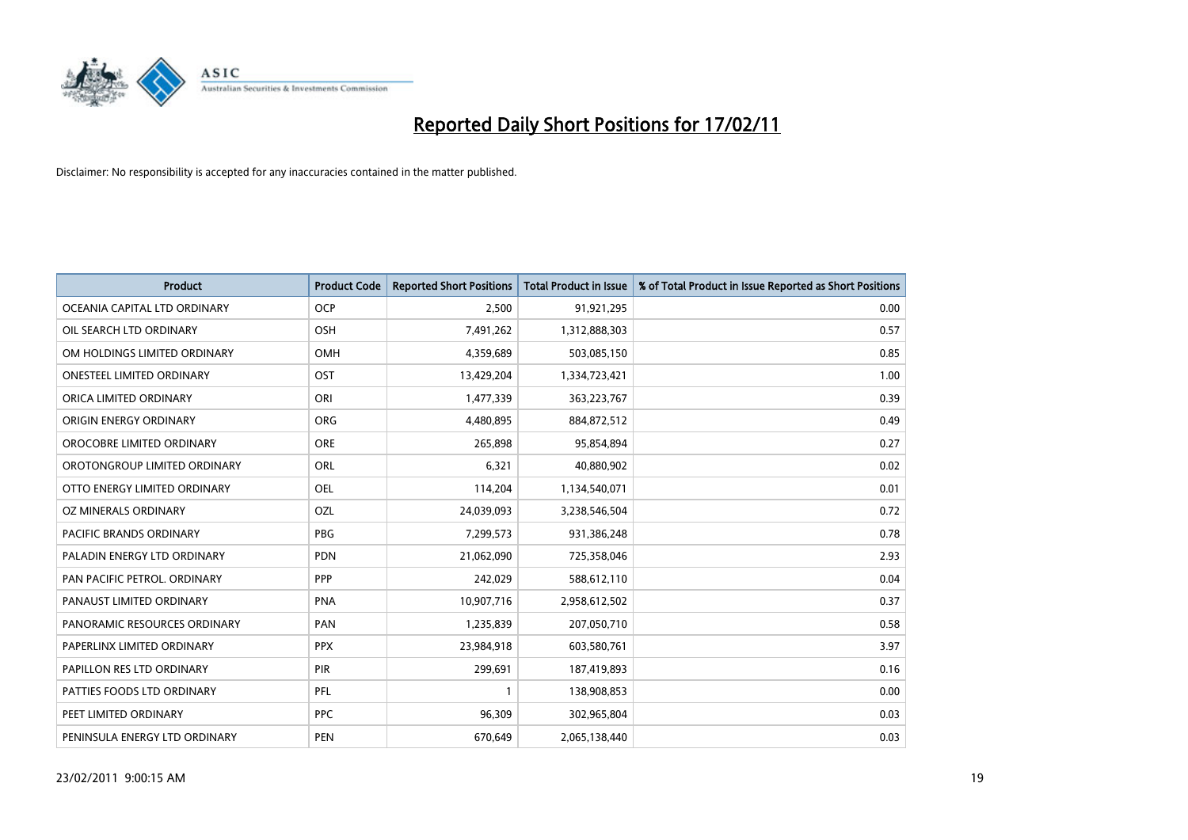# Reported Daily Short Positions for 17/02/11

Disclaimer: No responsibility is accepted for any inaccuracies contained in the matter published.

| Product | Product Code | Reported Short Positions | Total Product in Issue | % of Total Product in Issue Reported as Short Positions |
|---|---|---|---|---|
| OCEANIA CAPITAL LTD ORDINARY | OCP | 2,500 | 91,921,295 | 0.00 |
| OIL SEARCH LTD ORDINARY | OSH | 7,491,262 | 1,312,888,303 | 0.57 |
| OM HOLDINGS LIMITED ORDINARY | OMH | 4,359,689 | 503,085,150 | 0.85 |
| ONESTEEL LIMITED ORDINARY | OST | 13,429,204 | 1,334,723,421 | 1.00 |
| ORICA LIMITED ORDINARY | ORI | 1,477,339 | 363,223,767 | 0.39 |
| ORIGIN ENERGY ORDINARY | ORG | 4,480,895 | 884,872,512 | 0.49 |
| OROCOBRE LIMITED ORDINARY | ORE | 265,898 | 95,854,894 | 0.27 |
| OROTONGROUP LIMITED ORDINARY | ORL | 6,321 | 40,880,902 | 0.02 |
| OTTO ENERGY LIMITED ORDINARY | OEL | 114,204 | 1,134,540,071 | 0.01 |
| OZ MINERALS ORDINARY | OZL | 24,039,093 | 3,238,546,504 | 0.72 |
| PACIFIC BRANDS ORDINARY | PBG | 7,299,573 | 931,386,248 | 0.78 |
| PALADIN ENERGY LTD ORDINARY | PDN | 21,062,090 | 725,358,046 | 2.93 |
| PAN PACIFIC PETROL. ORDINARY | PPP | 242,029 | 588,612,110 | 0.04 |
| PANAUST LIMITED ORDINARY | PNA | 10,907,716 | 2,958,612,502 | 0.37 |
| PANORAMIC RESOURCES ORDINARY | PAN | 1,235,839 | 207,050,710 | 0.58 |
| PAPERLINX LIMITED ORDINARY | PPX | 23,984,918 | 603,580,761 | 3.97 |
| PAPILLON RES LTD ORDINARY | PIR | 299,691 | 187,419,893 | 0.16 |
| PATTIES FOODS LTD ORDINARY | PFL | 1 | 138,908,853 | 0.00 |
| PEET LIMITED ORDINARY | PPC | 96,309 | 302,965,804 | 0.03 |
| PENINSULA ENERGY LTD ORDINARY | PEN | 670,649 | 2,065,138,440 | 0.03 |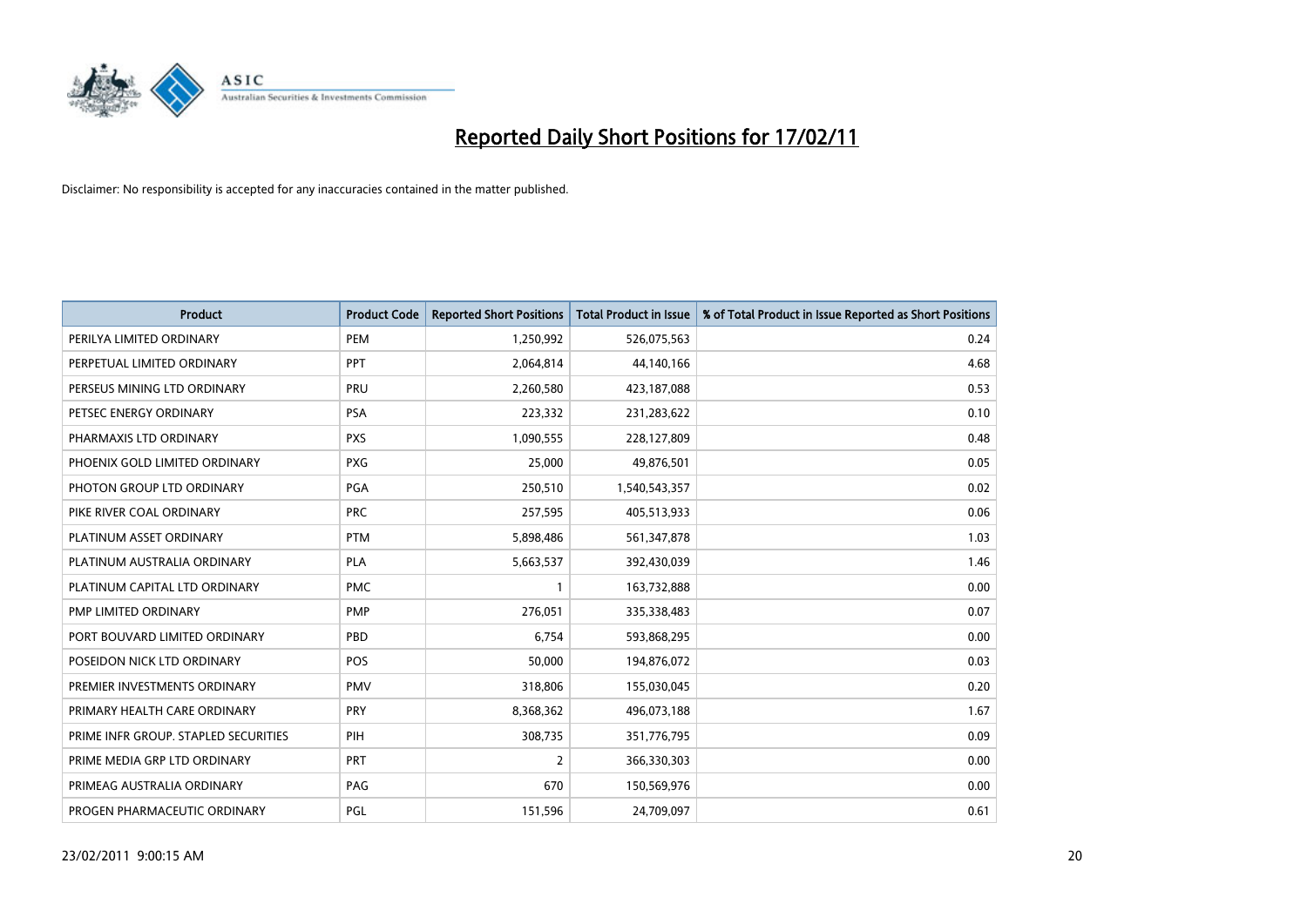# Reported Daily Short Positions for 17/02/11

Disclaimer: No responsibility is accepted for any inaccuracies contained in the matter published.

| Product | Product Code | Reported Short Positions | Total Product in Issue | % of Total Product in Issue Reported as Short Positions |
|---|---|---|---|---|
| PERILYA LIMITED ORDINARY | PEM | 1,250,992 | 526,075,563 | 0.24 |
| PERPETUAL LIMITED ORDINARY | PPT | 2,064,814 | 44,140,166 | 4.68 |
| PERSEUS MINING LTD ORDINARY | PRU | 2,260,580 | 423,187,088 | 0.53 |
| PETSEC ENERGY ORDINARY | PSA | 223,332 | 231,283,622 | 0.10 |
| PHARMAXIS LTD ORDINARY | PXS | 1,090,555 | 228,127,809 | 0.48 |
| PHOENIX GOLD LIMITED ORDINARY | PXG | 25,000 | 49,876,501 | 0.05 |
| PHOTON GROUP LTD ORDINARY | PGA | 250,510 | 1,540,543,357 | 0.02 |
| PIKE RIVER COAL ORDINARY | PRC | 257,595 | 405,513,933 | 0.06 |
| PLATINUM ASSET ORDINARY | PTM | 5,898,486 | 561,347,878 | 1.03 |
| PLATINUM AUSTRALIA ORDINARY | PLA | 5,663,537 | 392,430,039 | 1.46 |
| PLATINUM CAPITAL LTD ORDINARY | PMC | 1 | 163,732,888 | 0.00 |
| PMP LIMITED ORDINARY | PMP | 276,051 | 335,338,483 | 0.07 |
| PORT BOUVARD LIMITED ORDINARY | PBD | 6,754 | 593,868,295 | 0.00 |
| POSEIDON NICK LTD ORDINARY | POS | 50,000 | 194,876,072 | 0.03 |
| PREMIER INVESTMENTS ORDINARY | PMV | 318,806 | 155,030,045 | 0.20 |
| PRIMARY HEALTH CARE ORDINARY | PRY | 8,368,362 | 496,073,188 | 1.67 |
| PRIME INFR GROUP. STAPLED SECURITIES | PIH | 308,735 | 351,776,795 | 0.09 |
| PRIME MEDIA GRP LTD ORDINARY | PRT | 2 | 366,330,303 | 0.00 |
| PRIMEAG AUSTRALIA ORDINARY | PAG | 670 | 150,569,976 | 0.00 |
| PROGEN PHARMACEUTIC ORDINARY | PGL | 151,596 | 24,709,097 | 0.61 |

23/02/2011 9:00:15 AM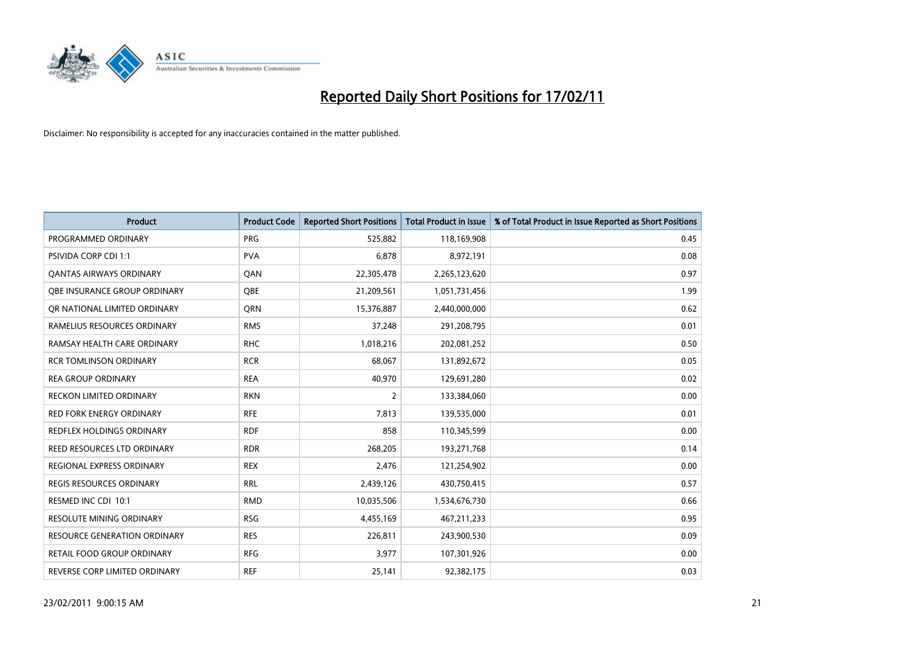# Reported Daily Short Positions for 17/02/11

Disclaimer: No responsibility is accepted for any inaccuracies contained in the matter published.

| Product | Product Code | Reported Short Positions | Total Product in Issue | % of Total Product in Issue Reported as Short Positions |
|---|---|---|---|---|
| PROGRAMMED ORDINARY | PRG | 525,882 | 118,169,908 | 0.45 |
| PSIVIDA CORP CDI 1:1 | PVA | 6,878 | 8,972,191 | 0.08 |
| QANTAS AIRWAYS ORDINARY | QAN | 22,305,478 | 2,265,123,620 | 0.97 |
| QBE INSURANCE GROUP ORDINARY | QBE | 21,209,561 | 1,051,731,456 | 1.99 |
| QR NATIONAL LIMITED ORDINARY | QRN | 15,376,887 | 2,440,000,000 | 0.62 |
| RAMELIUS RESOURCES ORDINARY | RMS | 37,248 | 291,208,795 | 0.01 |
| RAMSAY HEALTH CARE ORDINARY | RHC | 1,018,216 | 202,081,252 | 0.50 |
| RCR TOMLINSON ORDINARY | RCR | 68,067 | 131,892,672 | 0.05 |
| REA GROUP ORDINARY | REA | 40,970 | 129,691,280 | 0.02 |
| RECKON LIMITED ORDINARY | RKN | 2 | 133,384,060 | 0.00 |
| RED FORK ENERGY ORDINARY | RFE | 7,813 | 139,535,000 | 0.01 |
| REDFLEX HOLDINGS ORDINARY | RDF | 858 | 110,345,599 | 0.00 |
| REED RESOURCES LTD ORDINARY | RDR | 268,205 | 193,271,768 | 0.14 |
| REGIONAL EXPRESS ORDINARY | REX | 2,476 | 121,254,902 | 0.00 |
| REGIS RESOURCES ORDINARY | RRL | 2,439,126 | 430,750,415 | 0.57 |
| RESMED INC CDI 10:1 | RMD | 10,035,506 | 1,534,676,730 | 0.66 |
| RESOLUTE MINING ORDINARY | RSG | 4,455,169 | 467,211,233 | 0.95 |
| RESOURCE GENERATION ORDINARY | RES | 226,811 | 243,900,530 | 0.09 |
| RETAIL FOOD GROUP ORDINARY | RFG | 3,977 | 107,301,926 | 0.00 |
| REVERSE CORP LIMITED ORDINARY | REF | 25,141 | 92,382,175 | 0.03 |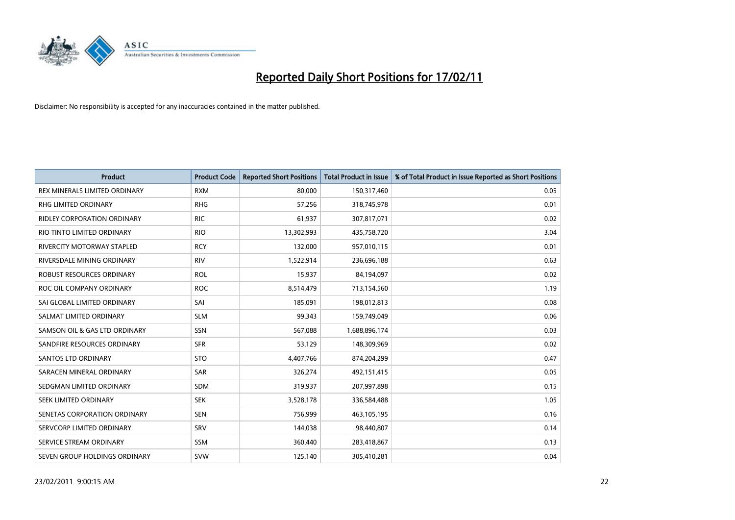# Reported Daily Short Positions for 17/02/11

Disclaimer: No responsibility is accepted for any inaccuracies contained in the matter published.

| Product | Product Code | Reported Short Positions | Total Product in Issue | % of Total Product in Issue Reported as Short Positions |
|---|---|---|---|---|
| REX MINERALS LIMITED ORDINARY | RXM | 80,000 | 150,317,460 | 0.05 |
| RHG LIMITED ORDINARY | RHG | 57,256 | 318,745,978 | 0.01 |
| RIDLEY CORPORATION ORDINARY | RIC | 61,937 | 307,817,071 | 0.02 |
| RIO TINTO LIMITED ORDINARY | RIO | 13,302,993 | 435,758,720 | 3.04 |
| RIVERCITY MOTORWAY STAPLED | RCY | 132,000 | 957,010,115 | 0.01 |
| RIVERSDALE MINING ORDINARY | RIV | 1,522,914 | 236,696,188 | 0.63 |
| ROBUST RESOURCES ORDINARY | ROL | 15,937 | 84,194,097 | 0.02 |
| ROC OIL COMPANY ORDINARY | ROC | 8,514,479 | 713,154,560 | 1.19 |
| SAI GLOBAL LIMITED ORDINARY | SAI | 185,091 | 198,012,813 | 0.08 |
| SALMAT LIMITED ORDINARY | SLM | 99,343 | 159,749,049 | 0.06 |
| SAMSON OIL & GAS LTD ORDINARY | SSN | 567,088 | 1,688,896,174 | 0.03 |
| SANDFIRE RESOURCES ORDINARY | SFR | 53,129 | 148,309,969 | 0.02 |
| SANTOS LTD ORDINARY | STO | 4,407,766 | 874,204,299 | 0.47 |
| SARACEN MINERAL ORDINARY | SAR | 326,274 | 492,151,415 | 0.05 |
| SEDGMAN LIMITED ORDINARY | SDM | 319,937 | 207,997,898 | 0.15 |
| SEEK LIMITED ORDINARY | SEK | 3,528,178 | 336,584,488 | 1.05 |
| SENETAS CORPORATION ORDINARY | SEN | 756,999 | 463,105,195 | 0.16 |
| SERVCORP LIMITED ORDINARY | SRV | 144,038 | 98,440,807 | 0.14 |
| SERVICE STREAM ORDINARY | SSM | 360,440 | 283,418,867 | 0.13 |
| SEVEN GROUP HOLDINGS ORDINARY | SVW | 125,140 | 305,410,281 | 0.04 |

23/02/2011 9:00:15 AM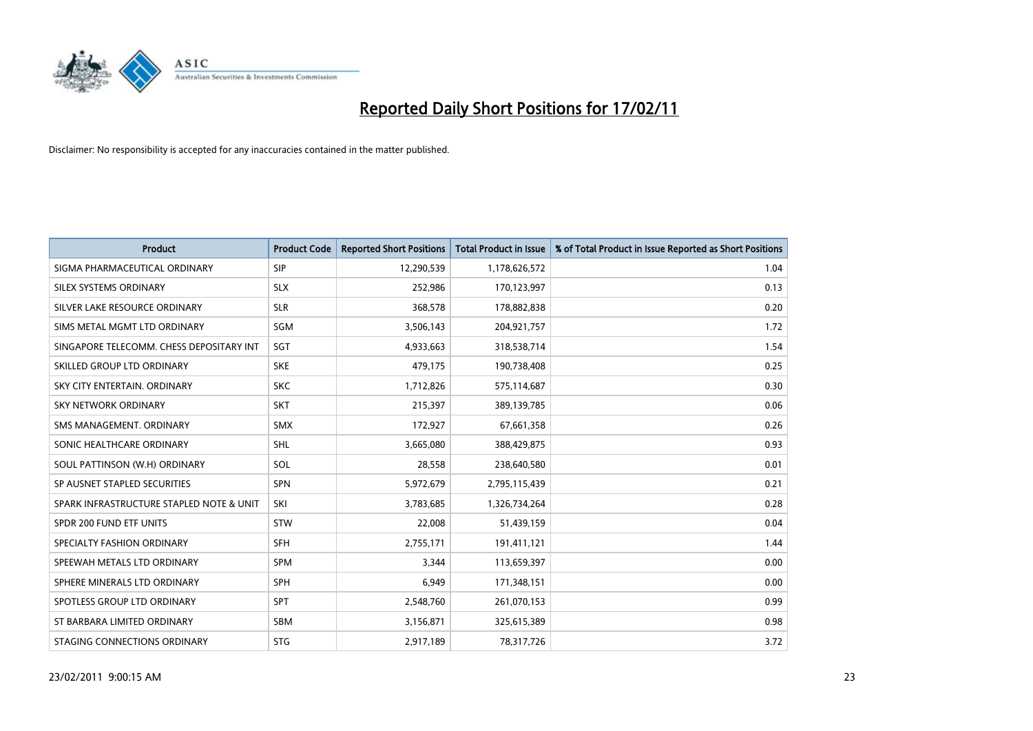# Reported Daily Short Positions for 17/02/11

Disclaimer: No responsibility is accepted for any inaccuracies contained in the matter published.

| Product | Product Code | Reported Short Positions | Total Product in Issue | % of Total Product in Issue Reported as Short Positions |
|---|---|---|---|---|
| SIGMA PHARMACEUTICAL ORDINARY | SIP | 12,290,539 | 1,178,626,572 | 1.04 |
| SILEX SYSTEMS ORDINARY | SLX | 252,986 | 170,123,997 | 0.13 |
| SILVER LAKE RESOURCE ORDINARY | SLR | 368,578 | 178,882,838 | 0.20 |
| SIMS METAL MGMT LTD ORDINARY | SGM | 3,506,143 | 204,921,757 | 1.72 |
| SINGAPORE TELECOMM. CHESS DEPOSITARY INT | SGT | 4,933,663 | 318,538,714 | 1.54 |
| SKILLED GROUP LTD ORDINARY | SKE | 479,175 | 190,738,408 | 0.25 |
| SKY CITY ENTERTAIN. ORDINARY | SKC | 1,712,826 | 575,114,687 | 0.30 |
| SKY NETWORK ORDINARY | SKT | 215,397 | 389,139,785 | 0.06 |
| SMS MANAGEMENT. ORDINARY | SMX | 172,927 | 67,661,358 | 0.26 |
| SONIC HEALTHCARE ORDINARY | SHL | 3,665,080 | 388,429,875 | 0.93 |
| SOUL PATTINSON (W.H) ORDINARY | SOL | 28,558 | 238,640,580 | 0.01 |
| SP AUSNET STAPLED SECURITIES | SPN | 5,972,679 | 2,795,115,439 | 0.21 |
| SPARK INFRASTRUCTURE STAPLED NOTE & UNIT | SKI | 3,783,685 | 1,326,734,264 | 0.28 |
| SPDR 200 FUND ETF UNITS | STW | 22,008 | 51,439,159 | 0.04 |
| SPECIALTY FASHION ORDINARY | SFH | 2,755,171 | 191,411,121 | 1.44 |
| SPEEWAH METALS LTD ORDINARY | SPM | 3,344 | 113,659,397 | 0.00 |
| SPHERE MINERALS LTD ORDINARY | SPH | 6,949 | 171,348,151 | 0.00 |
| SPOTLESS GROUP LTD ORDINARY | SPT | 2,548,760 | 261,070,153 | 0.99 |
| ST BARBARA LIMITED ORDINARY | SBM | 3,156,871 | 325,615,389 | 0.98 |
| STAGING CONNECTIONS ORDINARY | STG | 2,917,189 | 78,317,726 | 3.72 |

23/02/2011 9:00:15 AM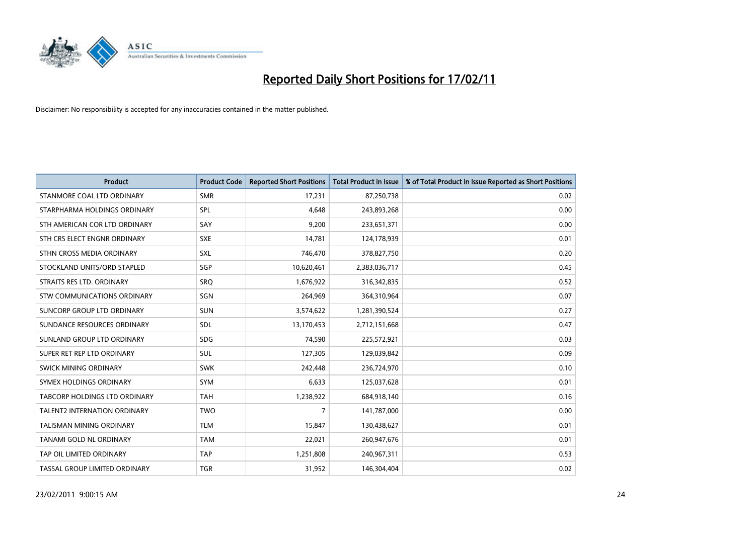# Reported Daily Short Positions for 17/02/11

Disclaimer: No responsibility is accepted for any inaccuracies contained in the matter published.

| Product | Product Code | Reported Short Positions | Total Product in Issue | % of Total Product in Issue Reported as Short Positions |
|---|---|---|---|---|
| STANMORE COAL LTD ORDINARY | SMR | 17,231 | 87,250,738 | 0.02 |
| STARPHARMA HOLDINGS ORDINARY | SPL | 4,648 | 243,893,268 | 0.00 |
| STH AMERICAN COR LTD ORDINARY | SAY | 9,200 | 233,651,371 | 0.00 |
| STH CRS ELECT ENGNR ORDINARY | SXE | 14,781 | 124,178,939 | 0.01 |
| STHN CROSS MEDIA ORDINARY | SXL | 746,470 | 378,827,750 | 0.20 |
| STOCKLAND UNITS/ORD STAPLED | SGP | 10,620,461 | 2,383,036,717 | 0.45 |
| STRAITS RES LTD. ORDINARY | SRQ | 1,676,922 | 316,342,835 | 0.52 |
| STW COMMUNICATIONS ORDINARY | SGN | 264,969 | 364,310,964 | 0.07 |
| SUNCORP GROUP LTD ORDINARY | SUN | 3,574,622 | 1,281,390,524 | 0.27 |
| SUNDANCE RESOURCES ORDINARY | SDL | 13,170,453 | 2,712,151,668 | 0.47 |
| SUNLAND GROUP LTD ORDINARY | SDG | 74,590 | 225,572,921 | 0.03 |
| SUPER RET REP LTD ORDINARY | SUL | 127,305 | 129,039,842 | 0.09 |
| SWICK MINING ORDINARY | SWK | 242,448 | 236,724,970 | 0.10 |
| SYMEX HOLDINGS ORDINARY | SYM | 6,633 | 125,037,628 | 0.01 |
| TABCORP HOLDINGS LTD ORDINARY | TAH | 1,238,922 | 684,918,140 | 0.16 |
| TALENT2 INTERNATION ORDINARY | TWO | 7 | 141,787,000 | 0.00 |
| TALISMAN MINING ORDINARY | TLM | 15,847 | 130,438,627 | 0.01 |
| TANAMI GOLD NL ORDINARY | TAM | 22,021 | 260,947,676 | 0.01 |
| TAP OIL LIMITED ORDINARY | TAP | 1,251,808 | 240,967,311 | 0.53 |
| TASSAL GROUP LIMITED ORDINARY | TGR | 31,952 | 146,304,404 | 0.02 |

23/02/2011 9:00:15 AM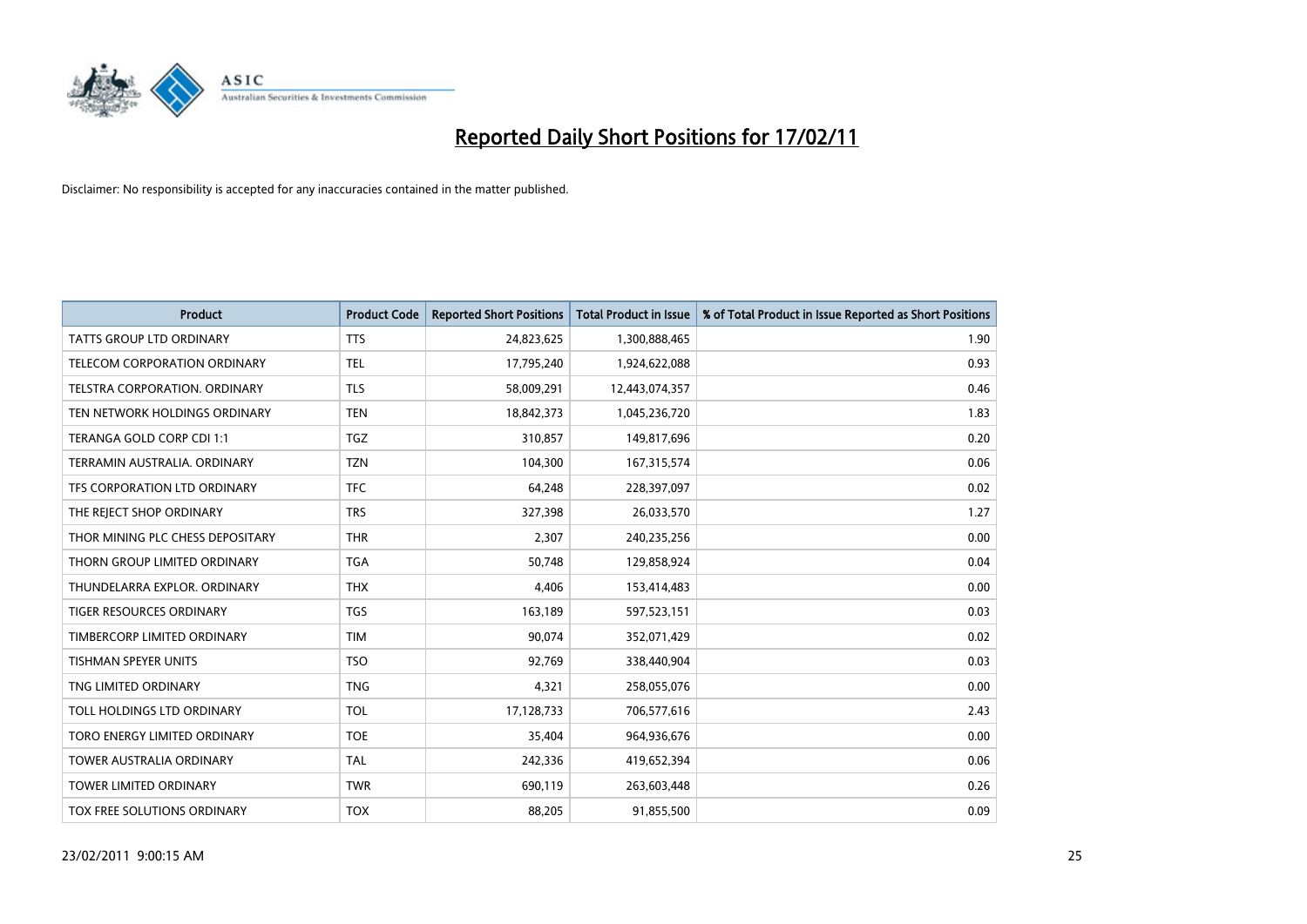# Reported Daily Short Positions for 17/02/11

Disclaimer: No responsibility is accepted for any inaccuracies contained in the matter published.

| Product | Product Code | Reported Short Positions | Total Product in Issue | % of Total Product in Issue Reported as Short Positions |
|---|---|---|---|---|
| TATTS GROUP LTD ORDINARY | TTS | 24,823,625 | 1,300,888,465 | 1.90 |
| TELECOM CORPORATION ORDINARY | TEL | 17,795,240 | 1,924,622,088 | 0.93 |
| TELSTRA CORPORATION. ORDINARY | TLS | 58,009,291 | 12,443,074,357 | 0.46 |
| TEN NETWORK HOLDINGS ORDINARY | TEN | 18,842,373 | 1,045,236,720 | 1.83 |
| TERANGA GOLD CORP CDI 1:1 | TGZ | 310,857 | 149,817,696 | 0.20 |
| TERRAMIN AUSTRALIA. ORDINARY | TZN | 104,300 | 167,315,574 | 0.06 |
| TFS CORPORATION LTD ORDINARY | TFC | 64,248 | 228,397,097 | 0.02 |
| THE REJECT SHOP ORDINARY | TRS | 327,398 | 26,033,570 | 1.27 |
| THOR MINING PLC CHESS DEPOSITARY | THR | 2,307 | 240,235,256 | 0.00 |
| THORN GROUP LIMITED ORDINARY | TGA | 50,748 | 129,858,924 | 0.04 |
| THUNDELARRA EXPLOR. ORDINARY | THX | 4,406 | 153,414,483 | 0.00 |
| TIGER RESOURCES ORDINARY | TGS | 163,189 | 597,523,151 | 0.03 |
| TIMBERCORP LIMITED ORDINARY | TIM | 90,074 | 352,071,429 | 0.02 |
| TISHMAN SPEYER UNITS | TSO | 92,769 | 338,440,904 | 0.03 |
| TNG LIMITED ORDINARY | TNG | 4,321 | 258,055,076 | 0.00 |
| TOLL HOLDINGS LTD ORDINARY | TOL | 17,128,733 | 706,577,616 | 2.43 |
| TORO ENERGY LIMITED ORDINARY | TOE | 35,404 | 964,936,676 | 0.00 |
| TOWER AUSTRALIA ORDINARY | TAL | 242,336 | 419,652,394 | 0.06 |
| TOWER LIMITED ORDINARY | TWR | 690,119 | 263,603,448 | 0.26 |
| TOX FREE SOLUTIONS ORDINARY | TOX | 88,205 | 91,855,500 | 0.09 |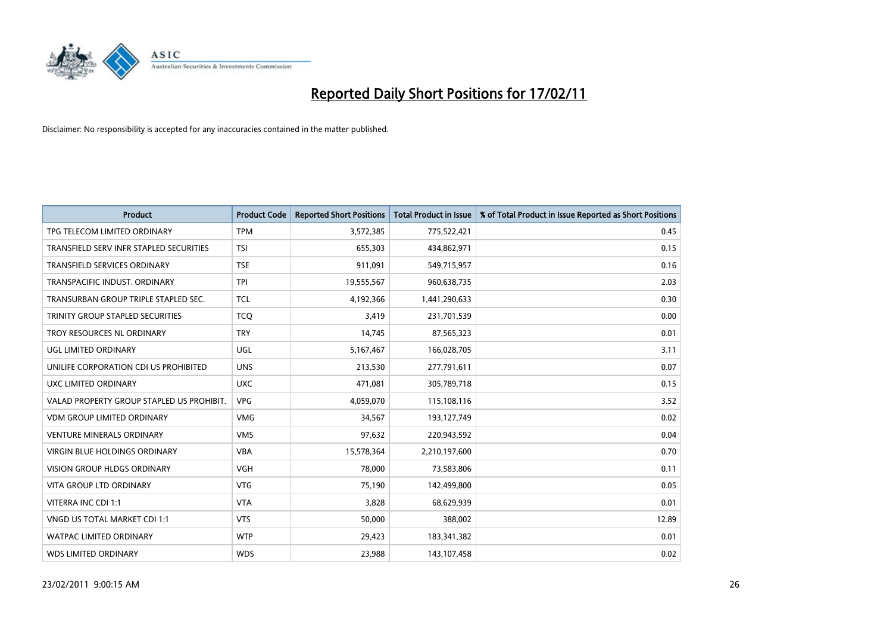# Reported Daily Short Positions for 17/02/11

Disclaimer: No responsibility is accepted for any inaccuracies contained in the matter published.

| Product | Product Code | Reported Short Positions | Total Product in Issue | % of Total Product in Issue Reported as Short Positions |
|---|---|---|---|---|
| TPG TELECOM LIMITED ORDINARY | TPM | 3,572,385 | 775,522,421 | 0.45 |
| TRANSFIELD SERV INFR STAPLED SECURITIES | TSI | 655,303 | 434,862,971 | 0.15 |
| TRANSFIELD SERVICES ORDINARY | TSE | 911,091 | 549,715,957 | 0.16 |
| TRANSPACIFIC INDUST. ORDINARY | TPI | 19,555,567 | 960,638,735 | 2.03 |
| TRANSURBAN GROUP TRIPLE STAPLED SEC. | TCL | 4,192,366 | 1,441,290,633 | 0.30 |
| TRINITY GROUP STAPLED SECURITIES | TCQ | 3,419 | 231,701,539 | 0.00 |
| TROY RESOURCES NL ORDINARY | TRY | 14,745 | 87,565,323 | 0.01 |
| UGL LIMITED ORDINARY | UGL | 5,167,467 | 166,028,705 | 3.11 |
| UNILIFE CORPORATION CDI US PROHIBITED | UNS | 213,530 | 277,791,611 | 0.07 |
| UXC LIMITED ORDINARY | UXC | 471,081 | 305,789,718 | 0.15 |
| VALAD PROPERTY GROUP STAPLED US PROHIBIT. | VPG | 4,059,070 | 115,108,116 | 3.52 |
| VDM GROUP LIMITED ORDINARY | VMG | 34,567 | 193,127,749 | 0.02 |
| VENTURE MINERALS ORDINARY | VMS | 97,632 | 220,943,592 | 0.04 |
| VIRGIN BLUE HOLDINGS ORDINARY | VBA | 15,578,364 | 2,210,197,600 | 0.70 |
| VISION GROUP HLDGS ORDINARY | VGH | 78,000 | 73,583,806 | 0.11 |
| VITA GROUP LTD ORDINARY | VTG | 75,190 | 142,499,800 | 0.05 |
| VITERRA INC CDI 1:1 | VTA | 3,828 | 68,629,939 | 0.01 |
| VNGD US TOTAL MARKET CDI 1:1 | VTS | 50,000 | 388,002 | 12.89 |
| WATPAC LIMITED ORDINARY | WTP | 29,423 | 183,341,382 | 0.01 |
| WDS LIMITED ORDINARY | WDS | 23,988 | 143,107,458 | 0.02 |

23/02/2011 9:00:15 AM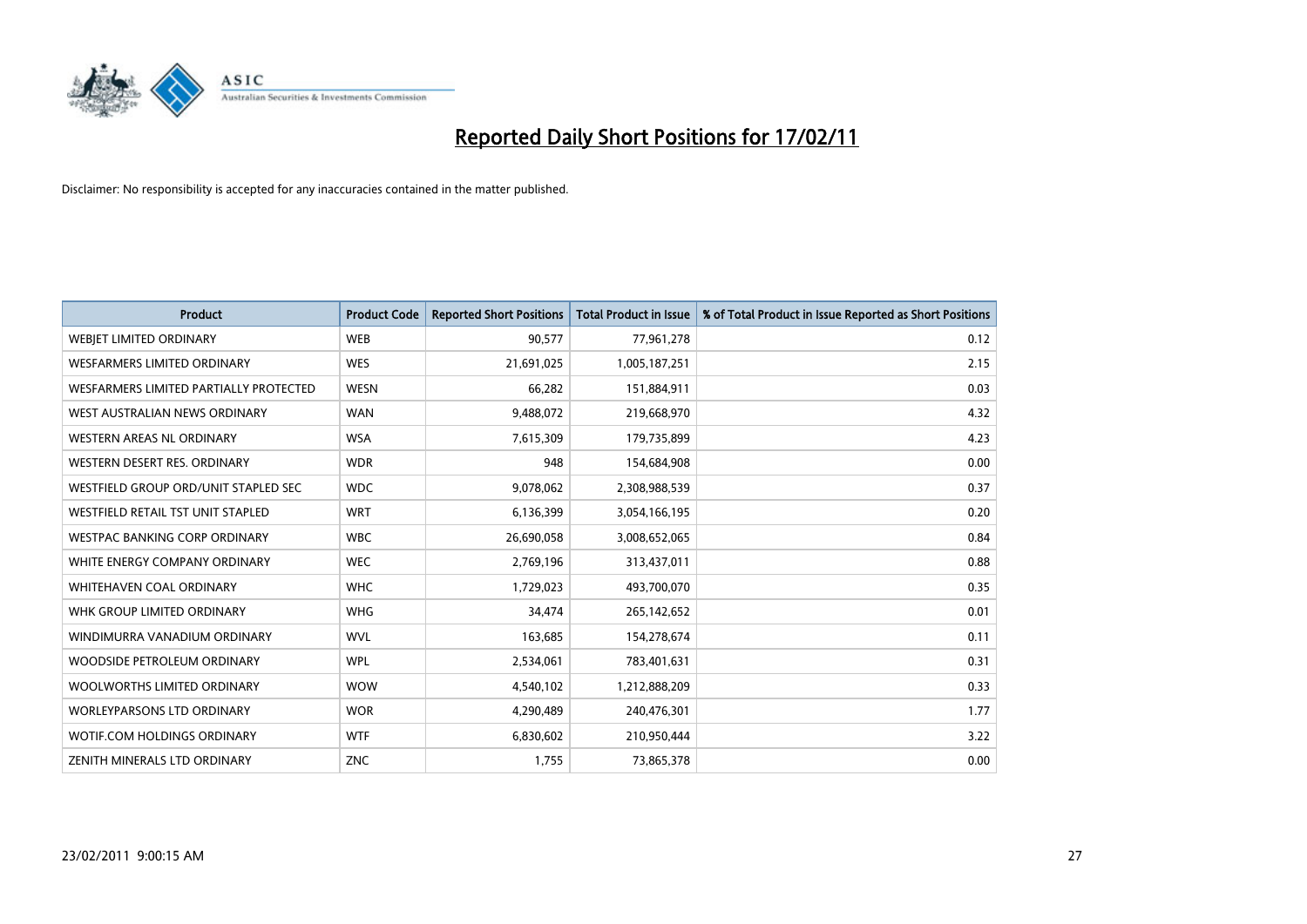# Reported Daily Short Positions for 17/02/11

Disclaimer: No responsibility is accepted for any inaccuracies contained in the matter published.

| Product | Product Code | Reported Short Positions | Total Product in Issue | % of Total Product in Issue Reported as Short Positions |
|---|---|---|---|---|
| WEBJET LIMITED ORDINARY | WEB | 90,577 | 77,961,278 | 0.12 |
| WESFARMERS LIMITED ORDINARY | WES | 21,691,025 | 1,005,187,251 | 2.15 |
| WESFARMERS LIMITED PARTIALLY PROTECTED | WESN | 66,282 | 151,884,911 | 0.03 |
| WEST AUSTRALIAN NEWS ORDINARY | WAN | 9,488,072 | 219,668,970 | 4.32 |
| WESTERN AREAS NL ORDINARY | WSA | 7,615,309 | 179,735,899 | 4.23 |
| WESTERN DESERT RES. ORDINARY | WDR | 948 | 154,684,908 | 0.00 |
| WESTFIELD GROUP ORD/UNIT STAPLED SEC | WDC | 9,078,062 | 2,308,988,539 | 0.37 |
| WESTFIELD RETAIL TST UNIT STAPLED | WRT | 6,136,399 | 3,054,166,195 | 0.20 |
| WESTPAC BANKING CORP ORDINARY | WBC | 26,690,058 | 3,008,652,065 | 0.84 |
| WHITE ENERGY COMPANY ORDINARY | WEC | 2,769,196 | 313,437,011 | 0.88 |
| WHITEHAVEN COAL ORDINARY | WHC | 1,729,023 | 493,700,070 | 0.35 |
| WHK GROUP LIMITED ORDINARY | WHG | 34,474 | 265,142,652 | 0.01 |
| WINDIMURRA VANADIUM ORDINARY | WVL | 163,685 | 154,278,674 | 0.11 |
| WOODSIDE PETROLEUM ORDINARY | WPL | 2,534,061 | 783,401,631 | 0.31 |
| WOOLWORTHS LIMITED ORDINARY | WOW | 4,540,102 | 1,212,888,209 | 0.33 |
| WORLEYPARSONS LTD ORDINARY | WOR | 4,290,489 | 240,476,301 | 1.77 |
| WOTIF.COM HOLDINGS ORDINARY | WTF | 6,830,602 | 210,950,444 | 3.22 |
| ZENITH MINERALS LTD ORDINARY | ZNC | 1,755 | 73,865,378 | 0.00 |